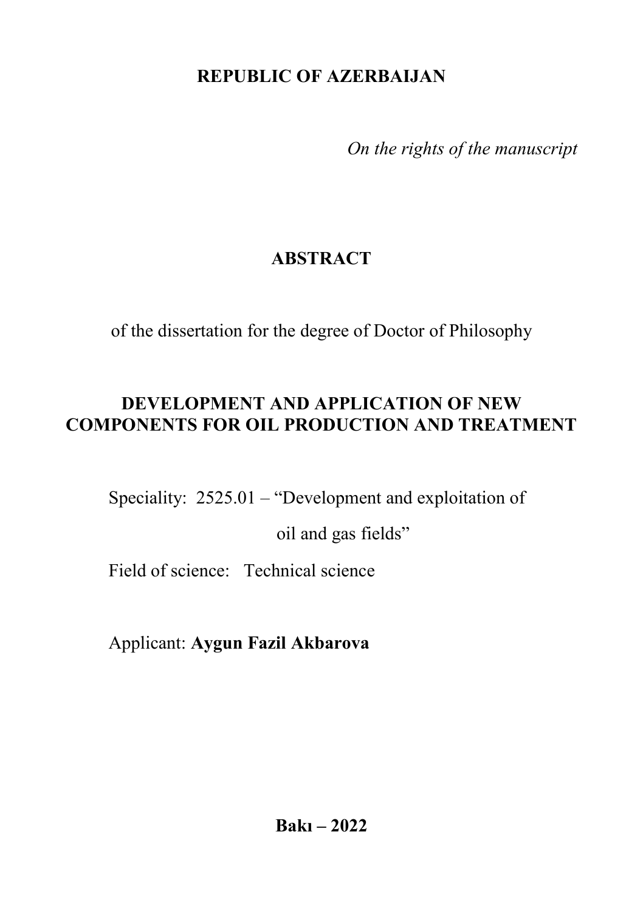**REPUBLIC OF AZERBAIJAN**

*On the rights of the manuscript*

# ABSTRACT

of the dissertation for the degree of Doctor of Philosophy

# DEVELOPMENT AND APPLICATION OF NEW COMPONENTS FOR OIL PRODUCTION AND TREATMENT

Speciality: 2525.01 – “Development and exploitation of oil and gas fields”

Field of science: Technical science

Applicant: **Aygun Fazil Akbarova**

**Bakı – 2022**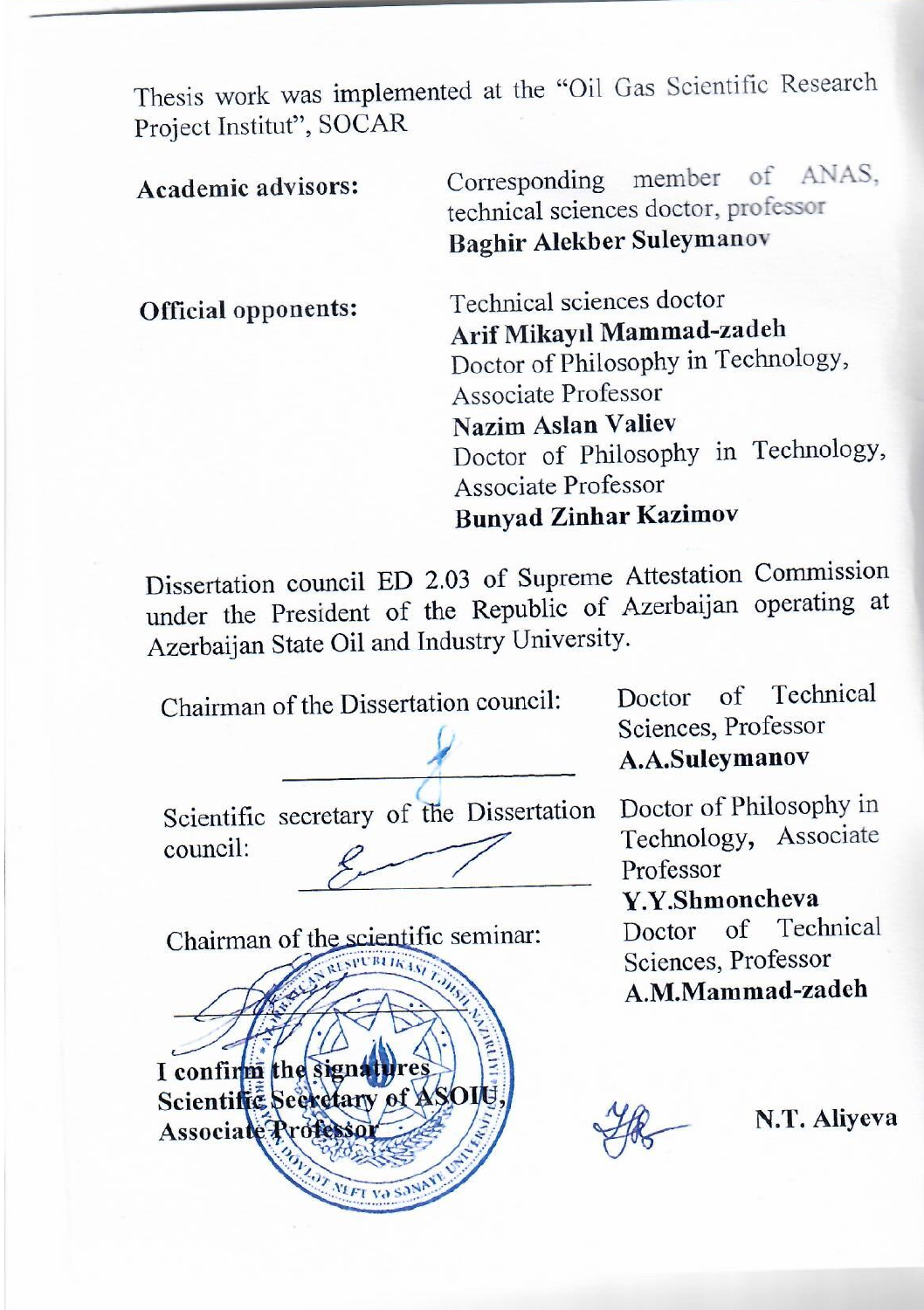Thesis work was implemented at the "Oil Gas Scientific Research Project Institut", SOCAR

**Academic advisors:** Corresponding member of ANAS, technical sciences doctor, professor
**Baghir Alekber Suleymanov**

**Official opponents:** Technical sciences doctor
**Arif Mikayıl Mammad-zadeh**
Doctor of Philosophy in Technology, Associate Professor
**Nazim Aslan Valiev**
Doctor of Philosophy in Technology, Associate Professor
**Bunyad Zinhar Kazimov**

Dissertation council ED 2.03 of Supreme Attestation Commission under the President of the Republic of Azerbaijan operating at Azerbaijan State Oil and Industry University.

Chairman of the Dissertation council: Doctor of Technical Sciences, Professor
**A.A.Suleymanov**

Scientific secretary of the Dissertation council: Doctor of Philosophy in Technology, Associate Professor
**Y.Y.Shmoncheva**

Chairman of the scientific seminar: Doctor of Technical Sciences, Professor
**A.M.Mammad-zadeh**

**I confirm the signatures**
**Scientific Secretary of ASOIU,**
**Associate Professor** **N.T. Aliyeva**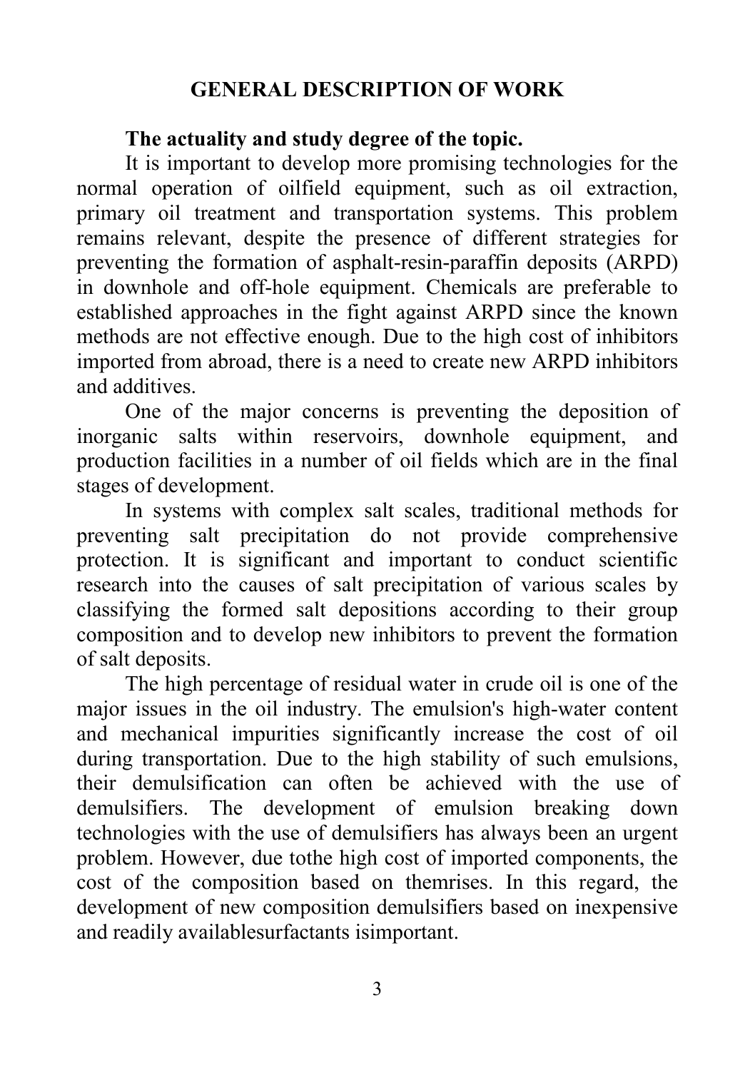## GENERAL DESCRIPTION OF WORK

**The actuality and study degree of the topic.**

It is important to develop more promising technologies for the normal operation of oilfield equipment, such as oil extraction, primary oil treatment and transportation systems. This problem remains relevant, despite the presence of different strategies for preventing the formation of asphalt-resin-paraffin deposits (ARPD) in downhole and off-hole equipment. Chemicals are preferable to established approaches in the fight against ARPD since the known methods are not effective enough. Due to the high cost of inhibitors imported from abroad, there is a need to create new ARPD inhibitors and additives.

One of the major concerns is preventing the deposition of inorganic salts within reservoirs, downhole equipment, and production facilities in a number of oil fields which are in the final stages of development.

In systems with complex salt scales, traditional methods for preventing salt precipitation do not provide comprehensive protection. It is significant and important to conduct scientific research into the causes of salt precipitation of various scales by classifying the formed salt depositions according to their group composition and to develop new inhibitors to prevent the formation of salt deposits.

The high percentage of residual water in crude oil is one of the major issues in the oil industry. The emulsion's high-water content and mechanical impurities significantly increase the cost of oil during transportation. Due to the high stability of such emulsions, their demulsification can often be achieved with the use of demulsifiers. The development of emulsion breaking down technologies with the use of demulsifiers has always been an urgent problem. However, due tothe high cost of imported components, the cost of the composition based on themrises. In this regard, the development of new composition demulsifiers based on inexpensive and readily availablesurfactants isimportant.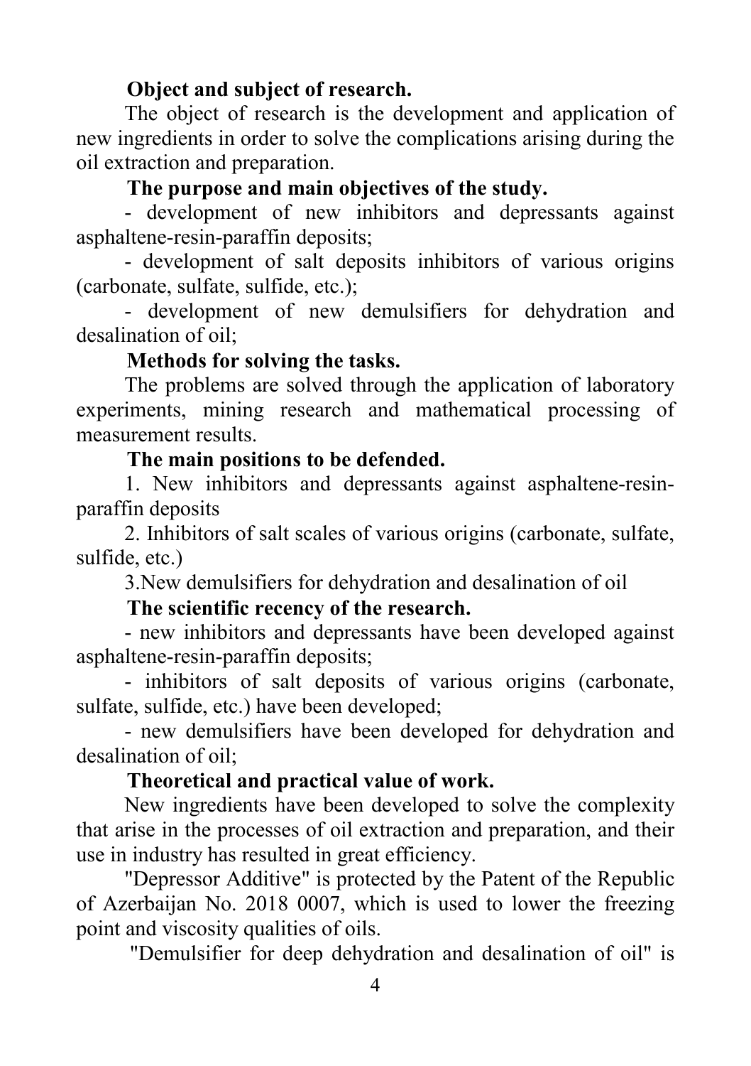**Object and subject of research.**

The object of research is the development and application of new ingredients in order to solve the complications arising during the oil extraction and preparation.

**The purpose and main objectives of the study.**

- development of new inhibitors and depressants against asphaltene-resin-paraffin deposits;
- development of salt deposits inhibitors of various origins (carbonate, sulfate, sulfide, etc.);
- development of new demulsifiers for dehydration and desalination of oil;

**Methods for solving the tasks.**

The problems are solved through the application of laboratory experiments, mining research and mathematical processing of measurement results.

**The main positions to be defended.**

1. New inhibitors and depressants against asphaltene-resin-paraffin deposits
2. Inhibitors of salt scales of various origins (carbonate, sulfate, sulfide, etc.)
3. New demulsifiers for dehydration and desalination of oil

**The scientific recency of the research.**

- new inhibitors and depressants have been developed against asphaltene-resin-paraffin deposits;
- inhibitors of salt deposits of various origins (carbonate, sulfate, sulfide, etc.) have been developed;
- new demulsifiers have been developed for dehydration and desalination of oil;

**Theoretical and practical value of work.**

New ingredients have been developed to solve the complexity that arise in the processes of oil extraction and preparation, and their use in industry has resulted in great efficiency.

"Depressor Additive" is protected by the Patent of the Republic of Azerbaijan No. 2018 0007, which is used to lower the freezing point and viscosity qualities of oils.

"Demulsifier for deep dehydration and desalination of oil" is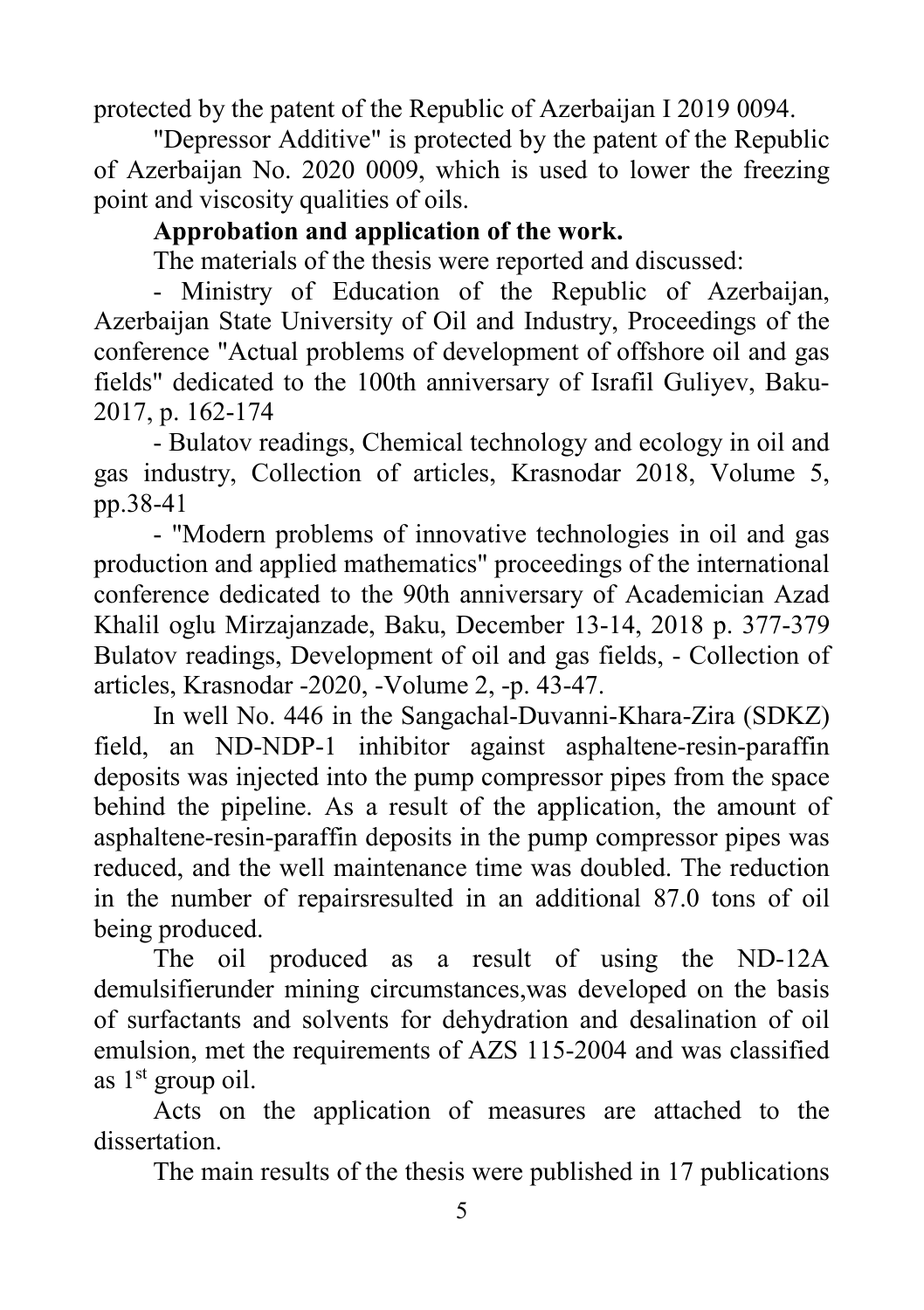protected by the patent of the Republic of Azerbaijan I 2019 0094.

"Depressor Additive" is protected by the patent of the Republic of Azerbaijan No. 2020 0009, which is used to lower the freezing point and viscosity qualities of oils.

**Approbation and application of the work.**

The materials of the thesis were reported and discussed:

- Ministry of Education of the Republic of Azerbaijan, Azerbaijan State University of Oil and Industry, Proceedings of the conference "Actual problems of development of offshore oil and gas fields" dedicated to the 100th anniversary of Israfil Guliyev, Baku-2017, p. 162-174
- Bulatov readings, Chemical technology and ecology in oil and gas industry, Collection of articles, Krasnodar 2018, Volume 5, pp.38-41
- "Modern problems of innovative technologies in oil and gas production and applied mathematics" proceedings of the international conference dedicated to the 90th anniversary of Academician Azad Khalil oglu Mirzajanzade, Baku, December 13-14, 2018 p. 377-379 Bulatov readings, Development of oil and gas fields, - Collection of articles, Krasnodar -2020, -Volume 2, -p. 43-47.

In well No. 446 in the Sangachal-Duvanni-Khara-Zira (SDKZ) field, an ND-NDP-1 inhibitor against asphaltene-resin-paraffin deposits was injected into the pump compressor pipes from the space behind the pipeline. As a result of the application, the amount of asphaltene-resin-paraffin deposits in the pump compressor pipes was reduced, and the well maintenance time was doubled. The reduction in the number of repairsresulted in an additional 87.0 tons of oil being produced.

The oil produced as a result of using the ND-12A demulsifierunder mining circumstances,was developed on the basis of surfactants and solvents for dehydration and desalination of oil emulsion, met the requirements of AZS 115-2004 and was classified as 1st group oil.

Acts on the application of measures are attached to the dissertation.

The main results of the thesis were published in 17 publications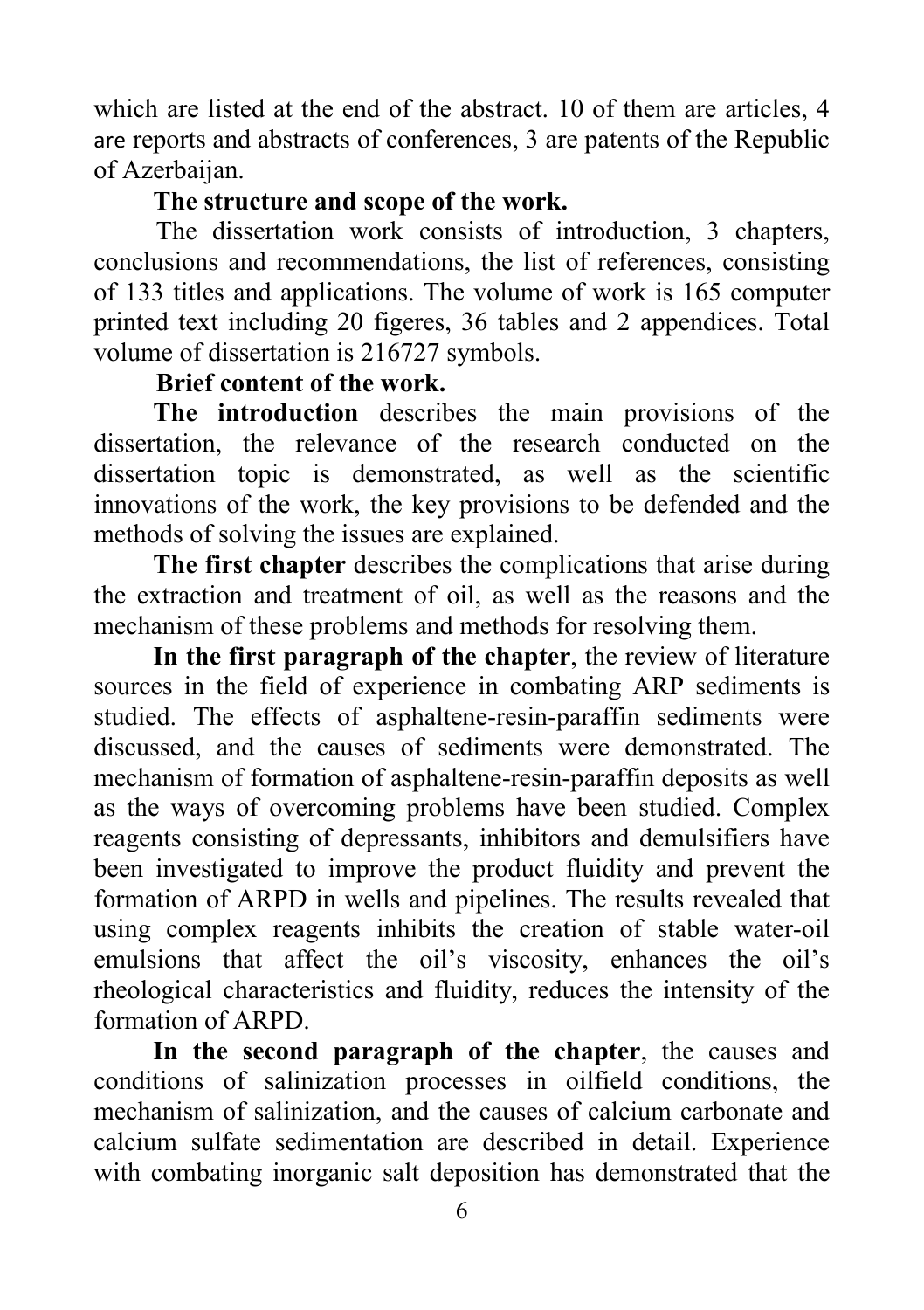which are listed at the end of the abstract. 10 of them are articles, 4 are reports and abstracts of conferences, 3 are patents of the Republic of Azerbaijan.

**The structure and scope of the work.**

The dissertation work consists of introduction, 3 chapters, conclusions and recommendations, the list of references, consisting of 133 titles and applications. The volume of work is 165 computer printed text including 20 figeres, 36 tables and 2 appendices. Total volume of dissertation is 216727 symbols.

**Brief content of the work.**

**The introduction** describes the main provisions of the dissertation, the relevance of the research conducted on the dissertation topic is demonstrated, as well as the scientific innovations of the work, the key provisions to be defended and the methods of solving the issues are explained.

**The first chapter** describes the complications that arise during the extraction and treatment of oil, as well as the reasons and the mechanism of these problems and methods for resolving them.

**In the first paragraph of the chapter**, the review of literature sources in the field of experience in combating ARP sediments is studied. The effects of asphaltene-resin-paraffin sediments were discussed, and the causes of sediments were demonstrated. The mechanism of formation of asphaltene-resin-paraffin deposits as well as the ways of overcoming problems have been studied. Complex reagents consisting of depressants, inhibitors and demulsifiers have been investigated to improve the product fluidity and prevent the formation of ARPD in wells and pipelines. The results revealed that using complex reagents inhibits the creation of stable water-oil emulsions that affect the oil's viscosity, enhances the oil's rheological characteristics and fluidity, reduces the intensity of the formation of ARPD.

**In the second paragraph of the chapter**, the causes and conditions of salinization processes in oilfield conditions, the mechanism of salinization, and the causes of calcium carbonate and calcium sulfate sedimentation are described in detail. Experience with combating inorganic salt deposition has demonstrated that the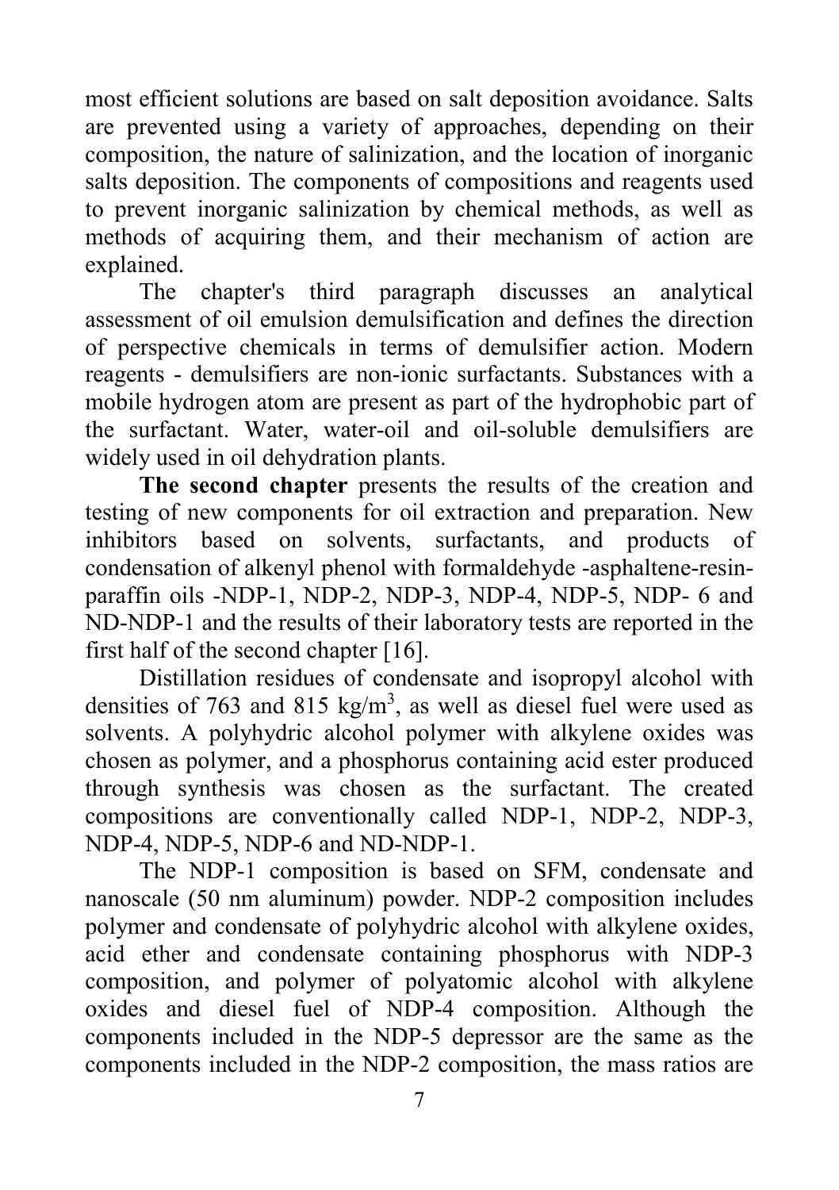most efficient solutions are based on salt deposition avoidance. Salts are prevented using a variety of approaches, depending on their composition, the nature of salinization, and the location of inorganic salts deposition. The components of compositions and reagents used to prevent inorganic salinization by chemical methods, as well as methods of acquiring them, and their mechanism of action are explained.

The chapter's third paragraph discusses an analytical assessment of oil emulsion demulsification and defines the direction of perspective chemicals in terms of demulsifier action. Modern reagents - demulsifiers are non-ionic surfactants. Substances with a mobile hydrogen atom are present as part of the hydrophobic part of the surfactant. Water, water-oil and oil-soluble demulsifiers are widely used in oil dehydration plants.

**The second chapter** presents the results of the creation and testing of new components for oil extraction and preparation. New inhibitors based on solvents, surfactants, and products of condensation of alkenyl phenol with formaldehyde -asphaltene-resin-paraffin oils -NDP-1, NDP-2, NDP-3, NDP-4, NDP-5, NDP- 6 and ND-NDP-1 and the results of their laboratory tests are reported in the first half of the second chapter [16].

Distillation residues of condensate and isopropyl alcohol with densities of 763 and 815 kg/m$^3$, as well as diesel fuel were used as solvents. A polyhydric alcohol polymer with alkylene oxides was chosen as polymer, and a phosphorus containing acid ester produced through synthesis was chosen as the surfactant. The created compositions are conventionally called NDP-1, NDP-2, NDP-3, NDP-4, NDP-5, NDP-6 and ND-NDP-1.

The NDP-1 composition is based on SFM, condensate and nanoscale (50 nm aluminum) powder. NDP-2 composition includes polymer and condensate of polyhydric alcohol with alkylene oxides, acid ether and condensate containing phosphorus with NDP-3 composition, and polymer of polyatomic alcohol with alkylene oxides and diesel fuel of NDP-4 composition. Although the components included in the NDP-5 depressor are the same as the components included in the NDP-2 composition, the mass ratios are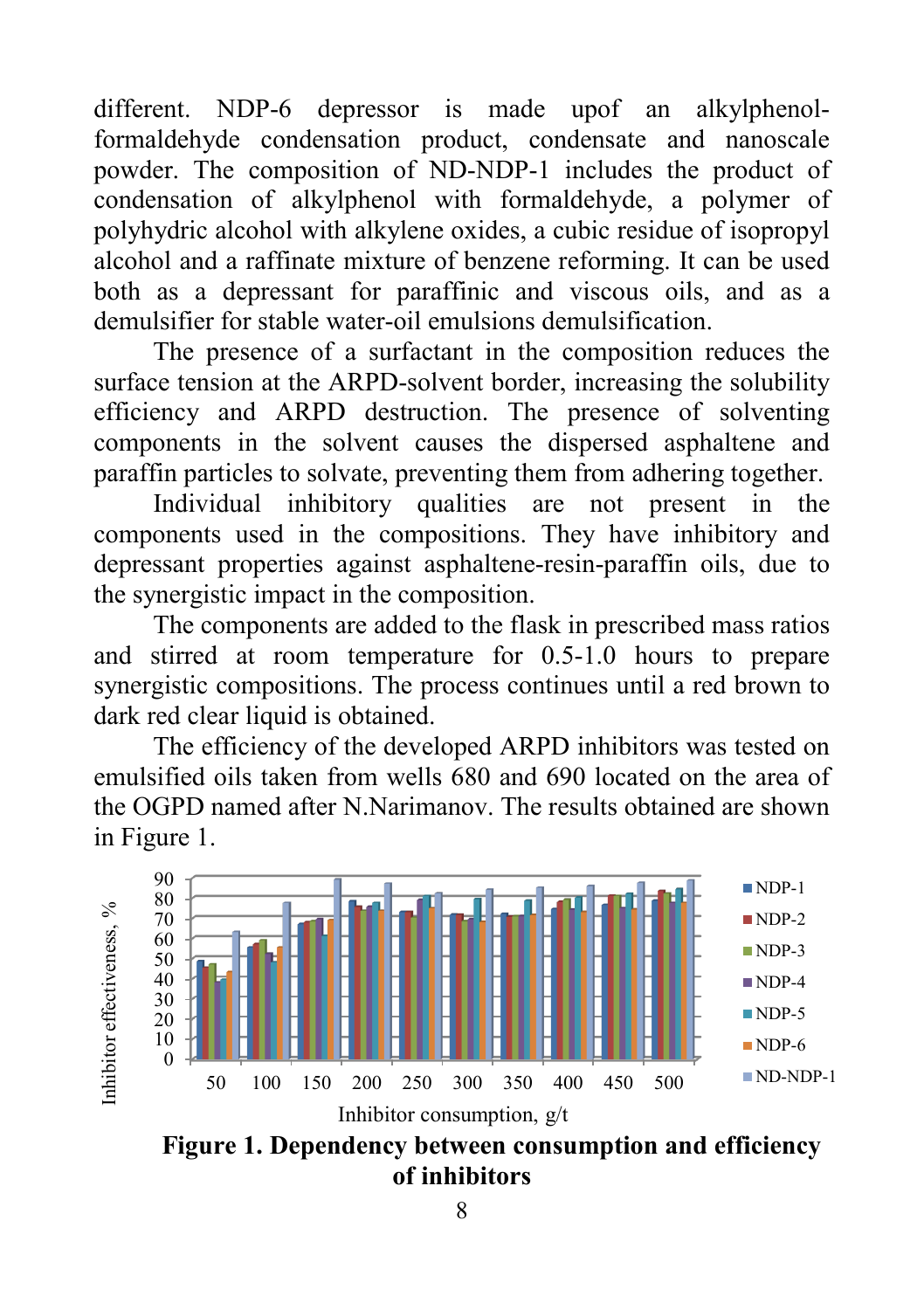different. NDP-6 depressor is made upof an alkylphenol-formaldehyde condensation product, condensate and nanoscale powder. The composition of ND-NDP-1 includes the product of condensation of alkylphenol with formaldehyde, a polymer of polyhydric alcohol with alkylene oxides, a cubic residue of isopropyl alcohol and a raffinate mixture of benzene reforming. It can be used both as a depressant for paraffinic and viscous oils, and as a demulsifier for stable water-oil emulsions demulsification.

The presence of a surfactant in the composition reduces the surface tension at the ARPD-solvent border, increasing the solubility efficiency and ARPD destruction. The presence of solventing components in the solvent causes the dispersed asphaltene and paraffin particles to solvate, preventing them from adhering together.

Individual inhibitory qualities are not present in the components used in the compositions. They have inhibitory and depressant properties against asphaltene-resin-paraffin oils, due to the synergistic impact in the composition.

The components are added to the flask in prescribed mass ratios and stirred at room temperature for 0.5-1.0 hours to prepare synergistic compositions. The process continues until a red brown to dark red clear liquid is obtained.

The efficiency of the developed ARPD inhibitors was tested on emulsified oils taken from wells 680 and 690 located on the area of the OGPD named after N.Narimanov. The results obtained are shown in Figure 1.

**Figure 1. Dependency between consumption and efficiency of inhibitors**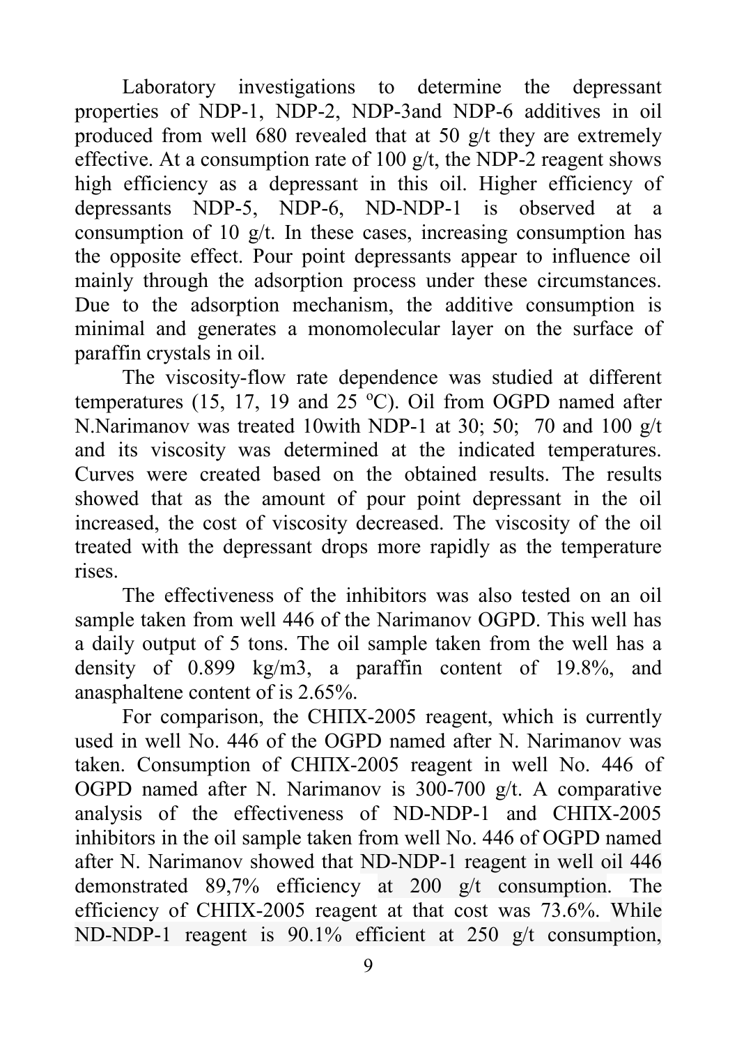Laboratory investigations to determine the depressant properties of NDP-1, NDP-2, NDP-3and NDP-6 additives in oil produced from well 680 revealed that at 50 g/t they are extremely effective. At a consumption rate of 100 g/t, the NDP-2 reagent shows high efficiency as a depressant in this oil. Higher efficiency of depressants NDP-5, NDP-6, ND-NDP-1 is observed at a consumption of 10 g/t. In these cases, increasing consumption has the opposite effect. Pour point depressants appear to influence oil mainly through the adsorption process under these circumstances. Due to the adsorption mechanism, the additive consumption is minimal and generates a monomolecular layer on the surface of paraffin crystals in oil.

The viscosity-flow rate dependence was studied at different temperatures (15, 17, 19 and 25 $^{o}$C). Oil from OGPD named after N.Narimanov was treated 10with NDP-1 at 30; 50; 70 and 100 g/t and its viscosity was determined at the indicated temperatures. Curves were created based on the obtained results. The results showed that as the amount of pour point depressant in the oil increased, the cost of viscosity decreased. The viscosity of the oil treated with the depressant drops more rapidly as the temperature rises.

The effectiveness of the inhibitors was also tested on an oil sample taken from well 446 of the Narimanov OGPD. This well has a daily output of 5 tons. The oil sample taken from the well has a density of 0.899 kg/m3, a paraffin content of 19.8%, and anasphaltene content of is 2.65%.

For comparison, the СНПХ-2005 reagent, which is currently used in well No. 446 of the OGPD named after N. Narimanov was taken. Consumption of СНПХ-2005 reagent in well No. 446 of OGPD named after N. Narimanov is 300-700 g/t. A comparative analysis of the effectiveness of ND-NDP-1 and СНПХ-2005 inhibitors in the oil sample taken from well No. 446 of OGPD named after N. Narimanov showed that ND-NDP-1 reagent in well oil 446 demonstrated 89,7% efficiency at 200 g/t consumption. The efficiency of СНПХ-2005 reagent at that cost was 73.6%. While ND-NDP-1 reagent is 90.1% efficient at 250 g/t consumption,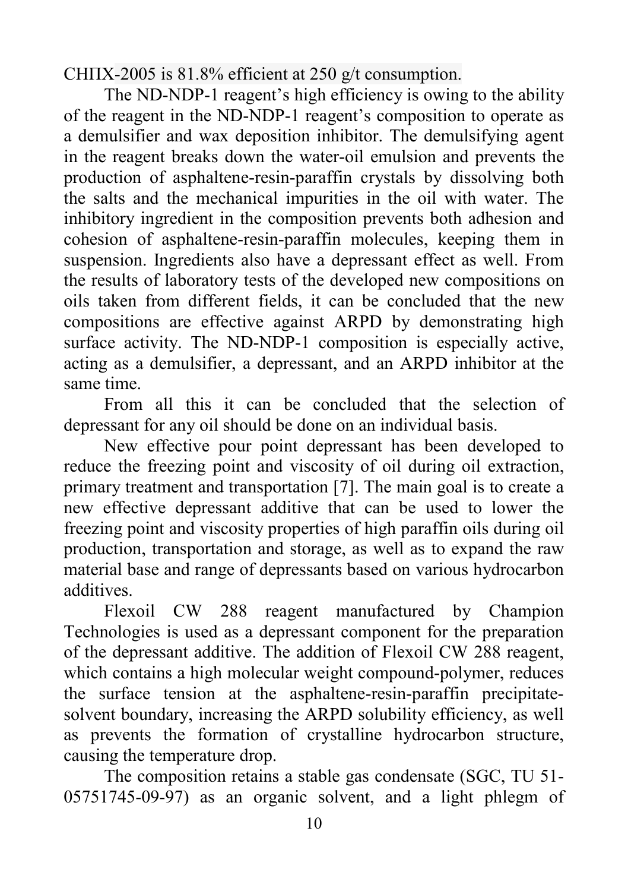СНПХ-2005 is 81.8% efficient at 250 g/t consumption.

The ND-NDP-1 reagent's high efficiency is owing to the ability of the reagent in the ND-NDP-1 reagent's composition to operate as a demulsifier and wax deposition inhibitor. The demulsifying agent in the reagent breaks down the water-oil emulsion and prevents the production of asphaltene-resin-paraffin crystals by dissolving both the salts and the mechanical impurities in the oil with water. The inhibitory ingredient in the composition prevents both adhesion and cohesion of asphaltene-resin-paraffin molecules, keeping them in suspension. Ingredients also have a depressant effect as well. From the results of laboratory tests of the developed new compositions on oils taken from different fields, it can be concluded that the new compositions are effective against ARPD by demonstrating high surface activity. The ND-NDP-1 composition is especially active, acting as a demulsifier, a depressant, and an ARPD inhibitor at the same time.

From all this it can be concluded that the selection of depressant for any oil should be done on an individual basis.

New effective pour point depressant has been developed to reduce the freezing point and viscosity of oil during oil extraction, primary treatment and transportation [7]. The main goal is to create a new effective depressant additive that can be used to lower the freezing point and viscosity properties of high paraffin oils during oil production, transportation and storage, as well as to expand the raw material base and range of depressants based on various hydrocarbon additives.

Flexoil CW 288 reagent manufactured by Champion Technologies is used as a depressant component for the preparation of the depressant additive. The addition of Flexoil CW 288 reagent, which contains a high molecular weight compound-polymer, reduces the surface tension at the asphaltene-resin-paraffin precipitate-solvent boundary, increasing the ARPD solubility efficiency, as well as prevents the formation of crystalline hydrocarbon structure, causing the temperature drop.

The composition retains a stable gas condensate (SGC, TU 51-05751745-09-97) as an organic solvent, and a light phlegm of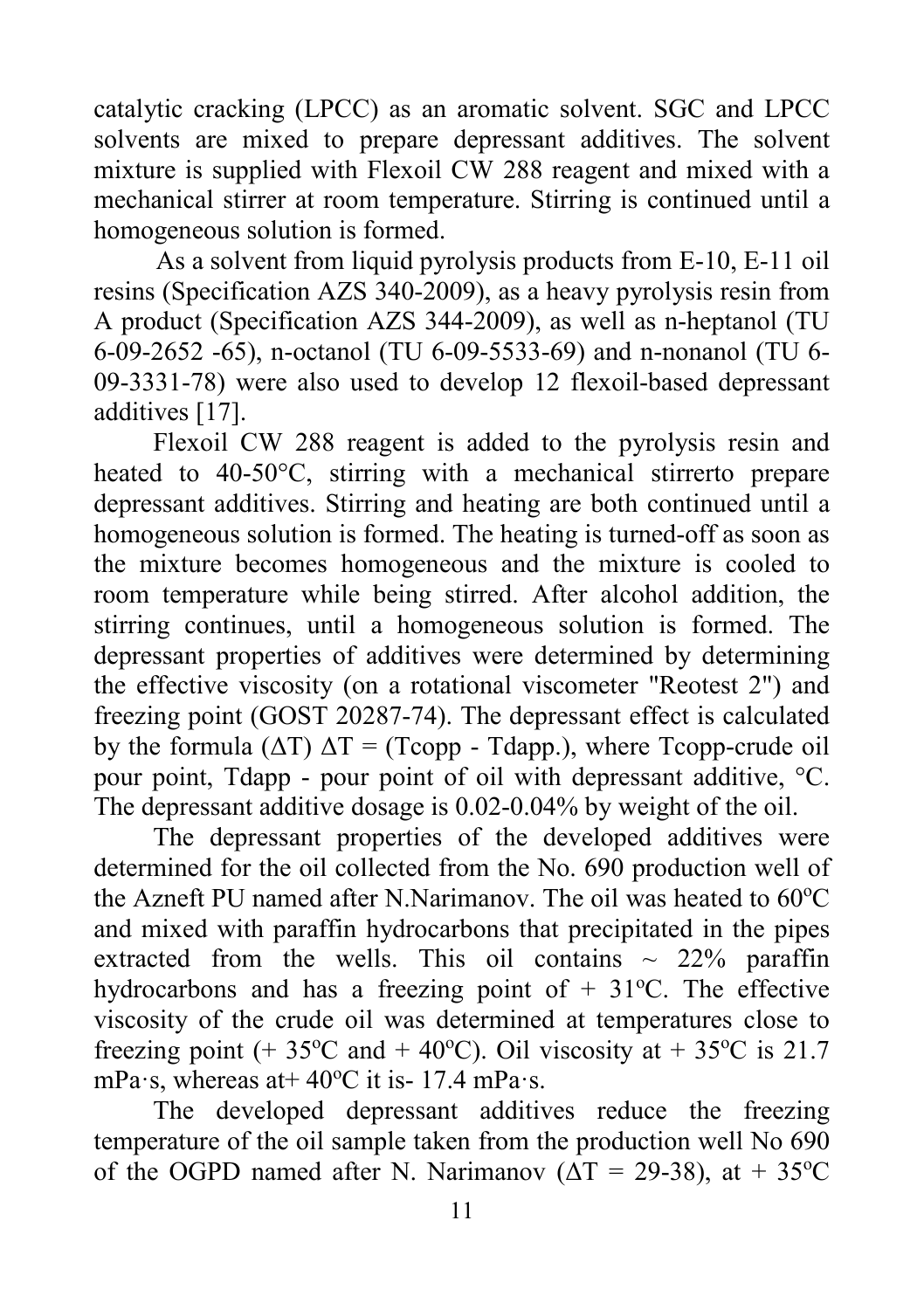catalytic cracking (LPCC) as an aromatic solvent. SGC and LPCC solvents are mixed to prepare depressant additives. The solvent mixture is supplied with Flexoil CW 288 reagent and mixed with a mechanical stirrer at room temperature. Stirring is continued until a homogeneous solution is formed.

As a solvent from liquid pyrolysis products from E-10, E-11 oil resins (Specification AZS 340-2009), as a heavy pyrolysis resin from A product (Specification AZS 344-2009), as well as n-heptanol (TU 6-09-2652 -65), n-octanol (TU 6-09-5533-69) and n-nonanol (TU 6-09-3331-78) were also used to develop 12 flexoil-based depressant additives [17].

Flexoil CW 288 reagent is added to the pyrolysis resin and heated to 40-50°C, stirring with a mechanical stirrerto prepare depressant additives. Stirring and heating are both continued until a homogeneous solution is formed. The heating is turned-off as soon as the mixture becomes homogeneous and the mixture is cooled to room temperature while being stirred. After alcohol addition, the stirring continues, until a homogeneous solution is formed. The depressant properties of additives were determined by determining the effective viscosity (on a rotational viscometer "Reotest 2") and freezing point (GOST 20287-74). The depressant effect is calculated by the formula ($\Delta T$) $\Delta T = (T_{copp} - T_{dapp.})$, where Tcopp-crude oil pour point, Tdapp - pour point of oil with depressant additive, °C. The depressant additive dosage is 0.02-0.04% by weight of the oil.

The depressant properties of the developed additives were determined for the oil collected from the No. 690 production well of the Azneft PU named after N.Narimanov. The oil was heated to 60°C and mixed with paraffin hydrocarbons that precipitated in the pipes extracted from the wells. This oil contains ~ 22% paraffin hydrocarbons and has a freezing point of + 31°C. The effective viscosity of the crude oil was determined at temperatures close to freezing point (+ 35°C and + 40°C). Oil viscosity at + 35°C is 21.7 mPa·s, whereas at+ 40°C it is- 17.4 mPa·s.

The developed depressant additives reduce the freezing temperature of the oil sample taken from the production well No 690 of the OGPD named after N. Narimanov ($\Delta T$ = 29-38), at + 35°C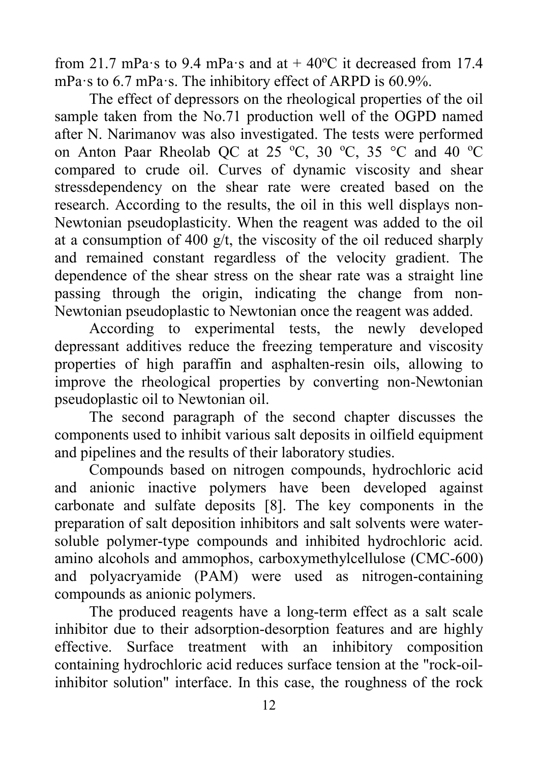from 21.7 mPa·s to 9.4 mPa·s and at + 40ºC it decreased from 17.4 mPa·s to 6.7 mPa·s. The inhibitory effect of ARPD is 60.9%.

The effect of depressors on the rheological properties of the oil sample taken from the No.71 production well of the OGPD named after N. Narimanov was also investigated. The tests were performed on Anton Paar Rheolab QC at 25 ºC, 30 ºC, 35 °C and 40 ºC compared to crude oil. Curves of dynamic viscosity and shear stressdependency on the shear rate were created based on the research. According to the results, the oil in this well displays non-Newtonian pseudoplasticity. When the reagent was added to the oil at a consumption of 400 g/t, the viscosity of the oil reduced sharply and remained constant regardless of the velocity gradient. The dependence of the shear stress on the shear rate was a straight line passing through the origin, indicating the change from non-Newtonian pseudoplastic to Newtonian once the reagent was added.

According to experimental tests, the newly developed depressant additives reduce the freezing temperature and viscosity properties of high paraffin and asphalten-resin oils, allowing to improve the rheological properties by converting non-Newtonian pseudoplastic oil to Newtonian oil.

The second paragraph of the second chapter discusses the components used to inhibit various salt deposits in oilfield equipment and pipelines and the results of their laboratory studies.

Compounds based on nitrogen compounds, hydrochloric acid and anionic inactive polymers have been developed against carbonate and sulfate deposits [8]. The key components in the preparation of salt deposition inhibitors and salt solvents were water-soluble polymer-type compounds and inhibited hydrochloric acid. amino alcohols and ammophos, carboxymethylcellulose (CMC-600) and polyacryamide (PAM) were used as nitrogen-containing compounds as anionic polymers.

The produced reagents have a long-term effect as a salt scale inhibitor due to their adsorption-desorption features and are highly effective. Surface treatment with an inhibitory composition containing hydrochloric acid reduces surface tension at the "rock-oil-inhibitor solution" interface. In this case, the roughness of the rock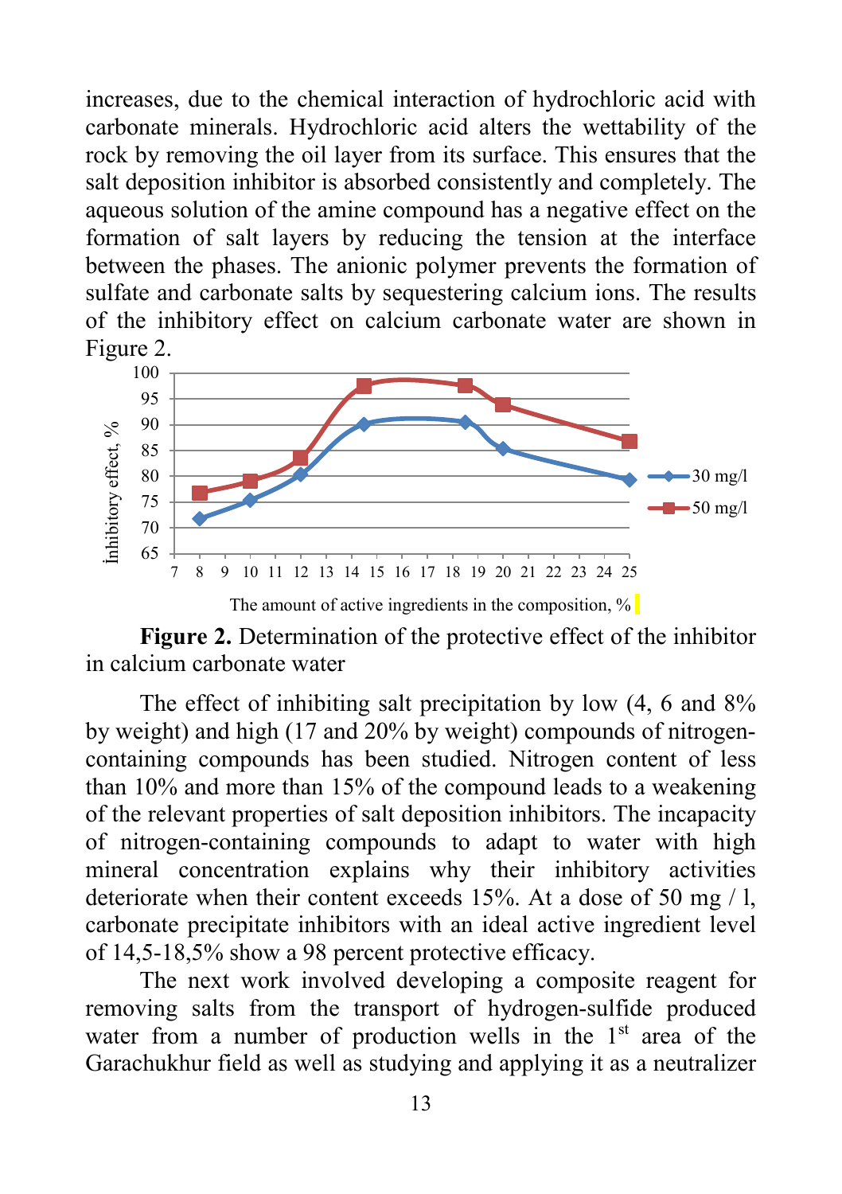increases, due to the chemical interaction of hydrochloric acid with carbonate minerals. Hydrochloric acid alters the wettability of the rock by removing the oil layer from its surface. This ensures that the salt deposition inhibitor is absorbed consistently and completely. The aqueous solution of the amine compound has a negative effect on the formation of salt layers by reducing the tension at the interface between the phases. The anionic polymer prevents the formation of sulfate and carbonate salts by sequestering calcium ions. The results of the inhibitory effect on calcium carbonate water are shown in Figure 2.

**Figure 2.** Determination of the protective effect of the inhibitor in calcium carbonate water

The effect of inhibiting salt precipitation by low (4, 6 and 8% by weight) and high (17 and 20% by weight) compounds of nitrogen-containing compounds has been studied. Nitrogen content of less than 10% and more than 15% of the compound leads to a weakening of the relevant properties of salt deposition inhibitors. The incapacity of nitrogen-containing compounds to adapt to water with high mineral concentration explains why their inhibitory activities deteriorate when their content exceeds 15%. At a dose of 50 mg / l, carbonate precipitate inhibitors with an ideal active ingredient level of 14,5-18,5% show a 98 percent protective efficacy.

The next work involved developing a composite reagent for removing salts from the transport of hydrogen-sulfide produced water from a number of production wells in the 1st area of the Garachukhur field as well as studying and applying it as a neutralizer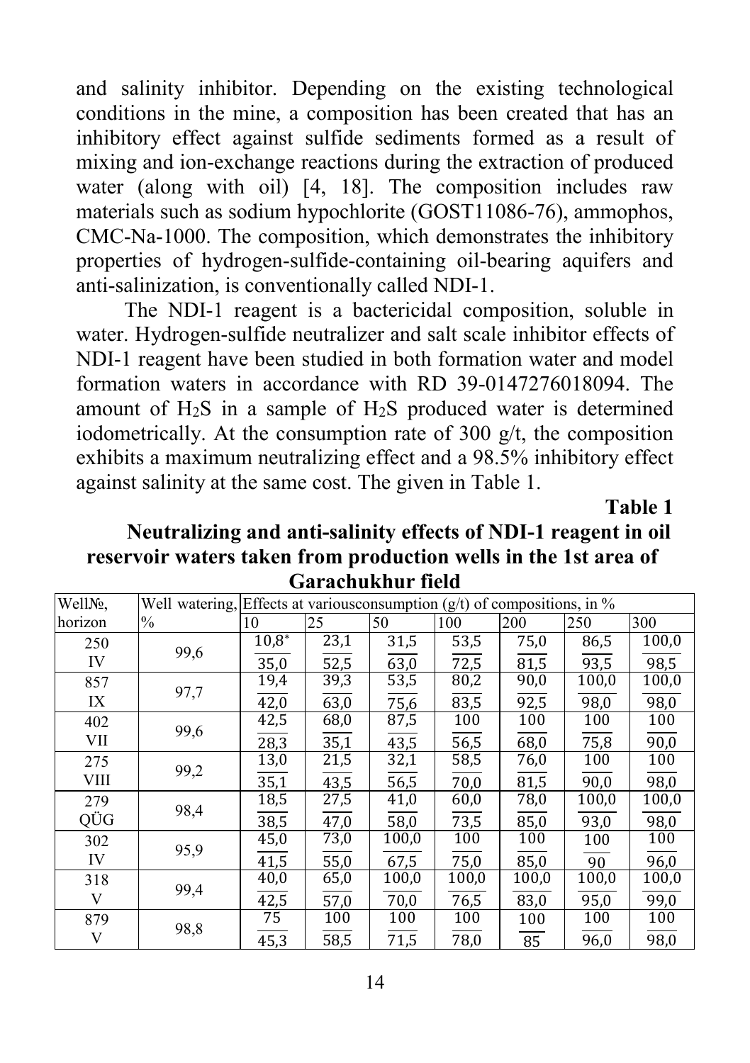and salinity inhibitor. Depending on the existing technological conditions in the mine, a composition has been created that has an inhibitory effect against sulfide sediments formed as a result of mixing and ion-exchange reactions during the extraction of produced water (along with oil) [4, 18]. The composition includes raw materials such as sodium hypochlorite (GOST11086-76), ammophos, CMC-Na-1000. The composition, which demonstrates the inhibitory properties of hydrogen-sulfide-containing oil-bearing aquifers and anti-salinization, is conventionally called NDI-1.

The NDI-1 reagent is a bactericidal composition, soluble in water. Hydrogen-sulfide neutralizer and salt scale inhibitor effects of NDI-1 reagent have been studied in both formation water and model formation waters in accordance with RD 39-0147276018094. The amount of $H_2S$ in a sample of $H_2S$ produced water is determined iodometrically. At the consumption rate of 300 g/t, the composition exhibits a maximum neutralizing effect and a 98.5% inhibitory effect against salinity at the same cost. The given in Table 1.

**Table 1**

**Neutralizing and anti-salinity effects of NDI-1 reagent in oil reservoir waters taken from production wells in the 1st area of Garachukhur field**

| Well№, horizon | Well watering, % | Effects at variousconsumption (g/t) of compositions, in % | | | | | | |
|---|---|---|---|---|---|---|---|---|
| | | 10 | 25 | 50 | 100 | 200 | 250 | 300 |
| 250 IV | 99,6 | 10,8* / 35,0 | 23,1 / 52,5 | 31,5 / 63,0 | 53,5 / 72,5 | 75,0 / 81,5 | 86,5 / 93,5 | 100,0 / 98,5 |
| 857 IX | 97,7 | 19,4 / 42,0 | 39,3 / 63,0 | 53,5 / 75,6 | 80,2 / 83,5 | 90,0 / 92,5 | 100,0 / 98,0 | 100,0 / 98,0 |
| 402 VII | 99,6 | 42,5 / 28,3 | 68,0 / 35,1 | 87,5 / 43,5 | 100 / 56,5 | 100 / 68,0 | 100 / 75,8 | 100 / 90,0 |
| 275 VIII | 99,2 | 13,0 / 35,1 | 21,5 / 43,5 | 32,1 / 56,5 | 58,5 / 70,0 | 76,0 / 81,5 | 100 / 90,0 | 100 / 98,0 |
| 279 QÜG | 98,4 | 18,5 / 38,5 | 27,5 / 47,0 | 41,0 / 58,0 | 60,0 / 73,5 | 78,0 / 85,0 | 100,0 / 93,0 | 100,0 / 98,0 |
| 302 IV | 95,9 | 45,0 / 41,5 | 73,0 / 55,0 | 100,0 / 67,5 | 100 / 75,0 | 100 / 85,0 | 100 / 90 | 100 / 96,0 |
| 318 V | 99,4 | 40,0 / 42,5 | 65,0 / 57,0 | 100,0 / 70,0 | 100,0 / 76,5 | 100,0 / 83,0 | 100,0 / 95,0 | 100,0 / 99,0 |
| 879 V | 98,8 | 75 / 45,3 | 100 / 58,5 | 100 / 71,5 | 100 / 78,0 | 100 / 85 | 100 / 96,0 | 100 / 98,0 |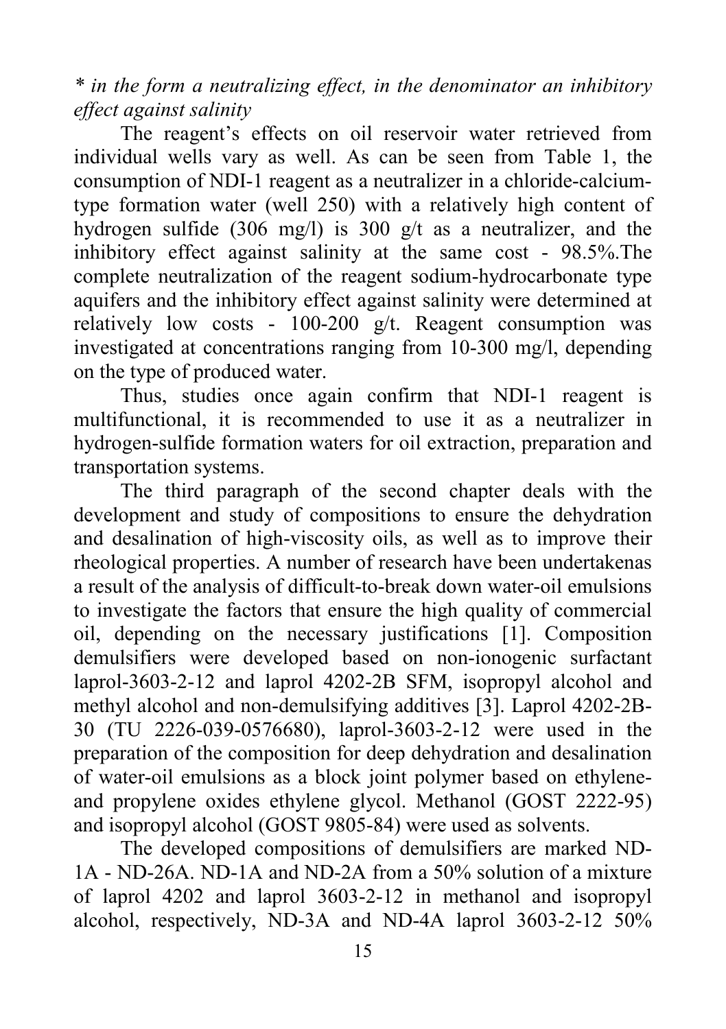*\* in the form a neutralizing effect, in the denominator an inhibitory effect against salinity*

The reagent's effects on oil reservoir water retrieved from individual wells vary as well. As can be seen from Table 1, the consumption of NDI-1 reagent as a neutralizer in a chloride-calcium-type formation water (well 250) with a relatively high content of hydrogen sulfide (306 mg/l) is 300 g/t as a neutralizer, and the inhibitory effect against salinity at the same cost - 98.5%.The complete neutralization of the reagent sodium-hydrocarbonate type aquifers and the inhibitory effect against salinity were determined at relatively low costs - 100-200 g/t. Reagent consumption was investigated at concentrations ranging from 10-300 mg/l, depending on the type of produced water.

Thus, studies once again confirm that NDI-1 reagent is multifunctional, it is recommended to use it as a neutralizer in hydrogen-sulfide formation waters for oil extraction, preparation and transportation systems.

The third paragraph of the second chapter deals with the development and study of compositions to ensure the dehydration and desalination of high-viscosity oils, as well as to improve their rheological properties. A number of research have been undertakenas a result of the analysis of difficult-to-break down water-oil emulsions to investigate the factors that ensure the high quality of commercial oil, depending on the necessary justifications [1]. Composition demulsifiers were developed based on non-ionogenic surfactant laprol-3603-2-12 and laprol 4202-2B SFM, isopropyl alcohol and methyl alcohol and non-demulsifying additives [3]. Laprol 4202-2B-30 (TU 2226-039-0576680), laprol-3603-2-12 were used in the preparation of the composition for deep dehydration and desalination of water-oil emulsions as a block joint polymer based on ethylene- and propylene oxides ethylene glycol. Methanol (GOST 2222-95) and isopropyl alcohol (GOST 9805-84) were used as solvents.

The developed compositions of demulsifiers are marked ND-1A - ND-26A. ND-1A and ND-2A from a 50% solution of a mixture of laprol 4202 and laprol 3603-2-12 in methanol and isopropyl alcohol, respectively, ND-3A and ND-4A laprol 3603-2-12 50%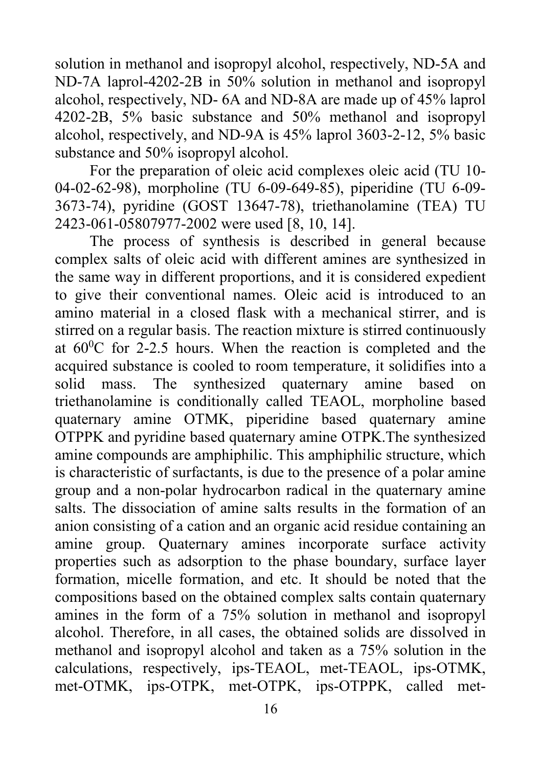solution in methanol and isopropyl alcohol, respectively, ND-5A and ND-7A laprol-4202-2B in 50% solution in methanol and isopropyl alcohol, respectively, ND- 6A and ND-8A are made up of 45% laprol 4202-2B, 5% basic substance and 50% methanol and isopropyl alcohol, respectively, and ND-9A is 45% laprol 3603-2-12, 5% basic substance and 50% isopropyl alcohol.

For the preparation of oleic acid complexes oleic acid (TU 10-04-02-62-98), morpholine (TU 6-09-649-85), piperidine (TU 6-09-3673-74), pyridine (GOST 13647-78), triethanolamine (TEA) TU 2423-061-05807977-2002 were used [8, 10, 14].

The process of synthesis is described in general because complex salts of oleic acid with different amines are synthesized in the same way in different proportions, and it is considered expedient to give their conventional names. Oleic acid is introduced to an amino material in a closed flask with a mechanical stirrer, and is stirred on a regular basis. The reaction mixture is stirred continuously at $60^0$C for 2-2.5 hours. When the reaction is completed and the acquired substance is cooled to room temperature, it solidifies into a solid mass. The synthesized quaternary amine based on triethanolamine is conditionally called TEAOL, morpholine based quaternary amine OTMK, piperidine based quaternary amine OTPPK and pyridine based quaternary amine OTPK.The synthesized amine compounds are amphiphilic. This amphiphilic structure, which is characteristic of surfactants, is due to the presence of a polar amine group and a non-polar hydrocarbon radical in the quaternary amine salts. The dissociation of amine salts results in the formation of an anion consisting of a cation and an organic acid residue containing an amine group. Quaternary amines incorporate surface activity properties such as adsorption to the phase boundary, surface layer formation, micelle formation, and etc. It should be noted that the compositions based on the obtained complex salts contain quaternary amines in the form of a 75% solution in methanol and isopropyl alcohol. Therefore, in all cases, the obtained solids are dissolved in methanol and isopropyl alcohol and taken as a 75% solution in the calculations, respectively, ips-TEAOL, met-TEAOL, ips-OTMK, met-OTMK, ips-OTPK, met-OTPK, ips-OTPPK, called met-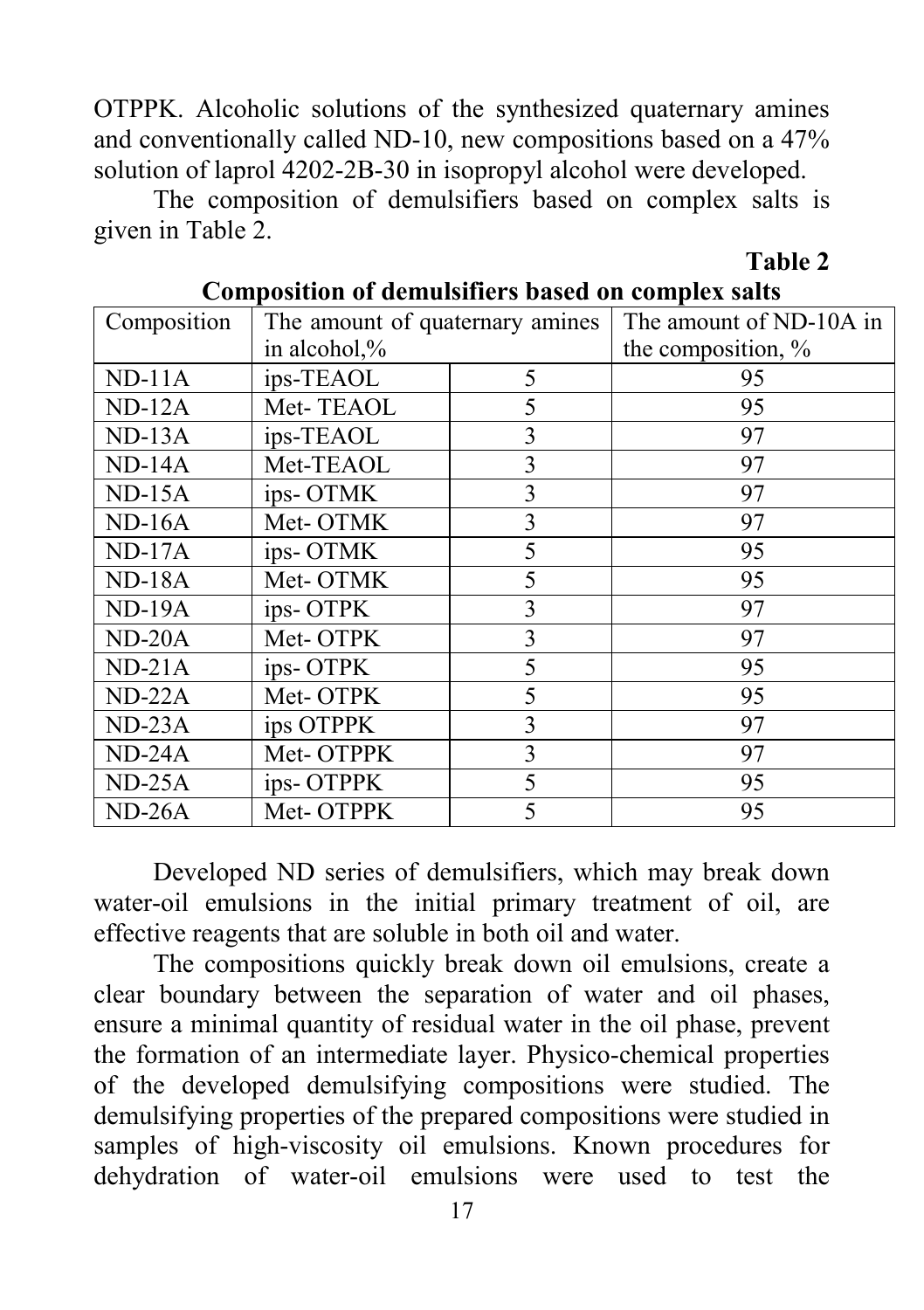OTPPK. Alcoholic solutions of the synthesized quaternary amines and conventionally called ND-10, new compositions based on a 47% solution of laprol 4202-2B-30 in isopropyl alcohol were developed.

The composition of demulsifiers based on complex salts is given in Table 2.

**Table 2**

**Composition of demulsifiers based on complex salts**

| Composition | The amount of quaternary amines in alcohol,% | | The amount of ND-10A in the composition, % |
|---|---|---|---|
| ND-11A | ips-TEAOL | 5 | 95 |
| ND-12A | Met- TEAOL | 5 | 95 |
| ND-13A | ips-TEAOL | 3 | 97 |
| ND-14A | Met-TEAOL | 3 | 97 |
| ND-15A | ips- OTMK | 3 | 97 |
| ND-16A | Met- OTMK | 3 | 97 |
| ND-17A | ips- OTMK | 5 | 95 |
| ND-18A | Met- OTMK | 5 | 95 |
| ND-19A | ips- OTPK | 3 | 97 |
| ND-20A | Met- OTPK | 3 | 97 |
| ND-21A | ips- OTPK | 5 | 95 |
| ND-22A | Met- OTPK | 5 | 95 |
| ND-23A | ips OTPPK | 3 | 97 |
| ND-24A | Met- OTPPK | 3 | 97 |
| ND-25A | ips- OTPPK | 5 | 95 |
| ND-26A | Met- OTPPK | 5 | 95 |

Developed ND series of demulsifiers, which may break down water-oil emulsions in the initial primary treatment of oil, are effective reagents that are soluble in both oil and water.

The compositions quickly break down oil emulsions, create a clear boundary between the separation of water and oil phases, ensure a minimal quantity of residual water in the oil phase, prevent the formation of an intermediate layer. Physico-chemical properties of the developed demulsifying compositions were studied. The demulsifying properties of the prepared compositions were studied in samples of high-viscosity oil emulsions. Known procedures for dehydration of water-oil emulsions were used to test the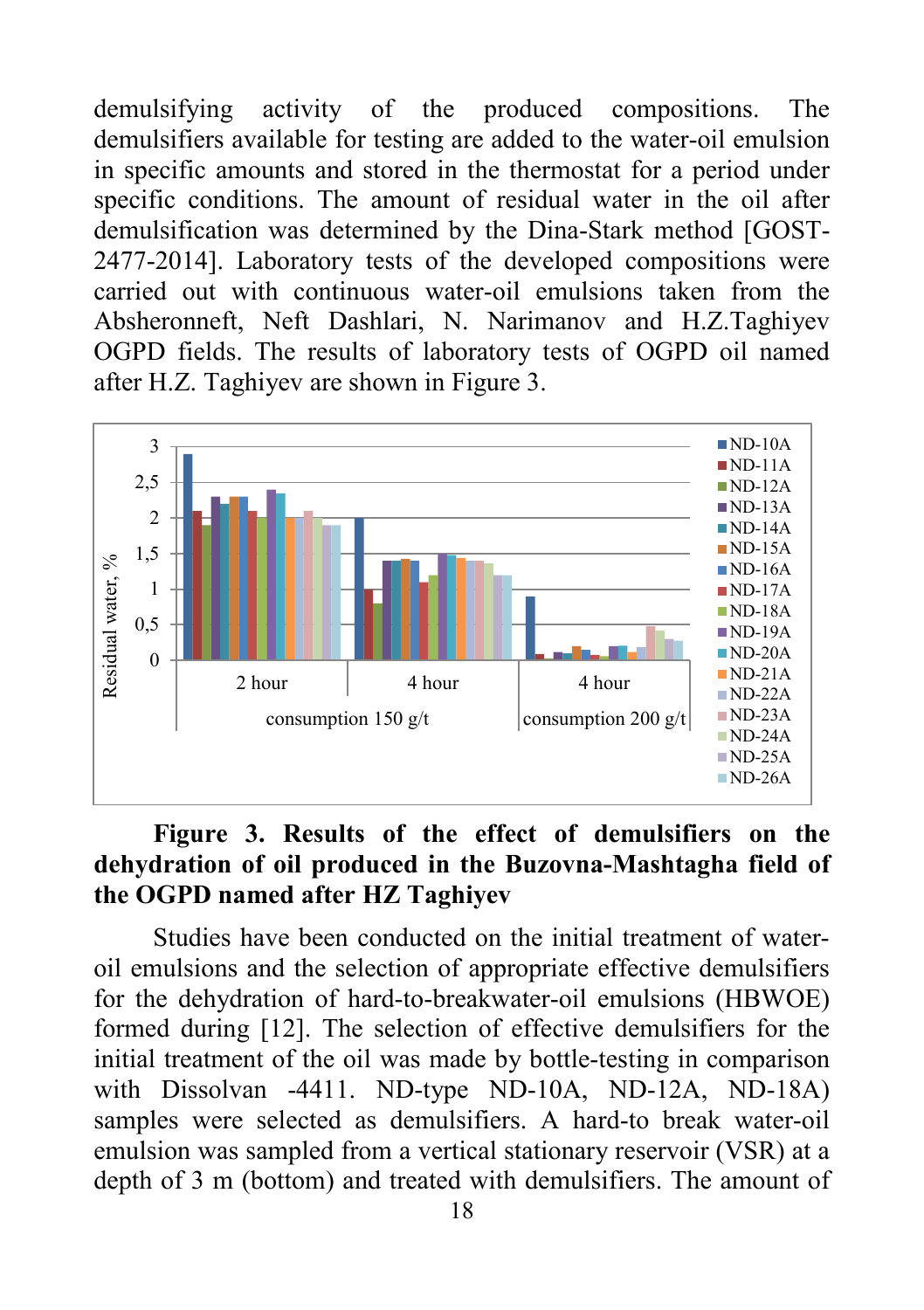demulsifying activity of the produced compositions. The demulsifiers available for testing are added to the water-oil emulsion in specific amounts and stored in the thermostat for a period under specific conditions. The amount of residual water in the oil after demulsification was determined by the Dina-Stark method [GOST-2477-2014]. Laboratory tests of the developed compositions were carried out with continuous water-oil emulsions taken from the Absheronneft, Neft Dashlari, N. Narimanov and H.Z.Taghiyev OGPD fields. The results of laboratory tests of OGPD oil named after H.Z. Taghiyev are shown in Figure 3.

**Figure 3. Results of the effect of demulsifiers on the dehydration of oil produced in the Buzovna-Mashtagha field of the OGPD named after HZ Taghiyev**

Studies have been conducted on the initial treatment of water-oil emulsions and the selection of appropriate effective demulsifiers for the dehydration of hard-to-breakwater-oil emulsions (HBWOE) formed during [12]. The selection of effective demulsifiers for the initial treatment of the oil was made by bottle-testing in comparison with Dissolvan -4411. ND-type ND-10A, ND-12A, ND-18A) samples were selected as demulsifiers. A hard-to break water-oil emulsion was sampled from a vertical stationary reservoir (VSR) at a depth of 3 m (bottom) and treated with demulsifiers. The amount of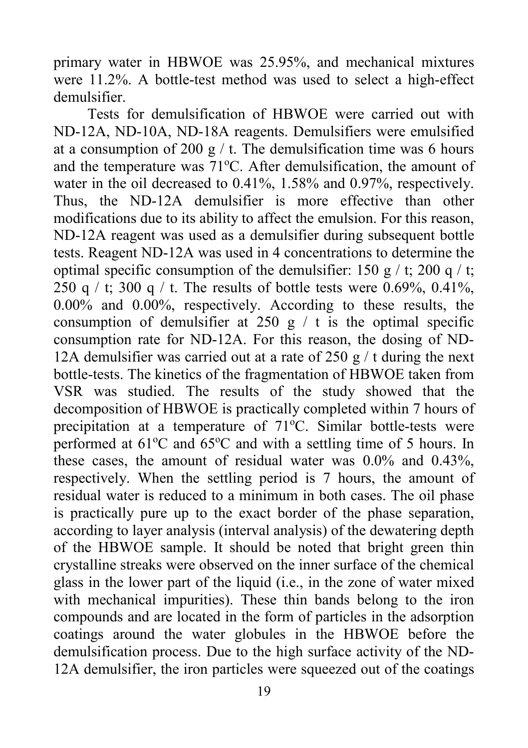primary water in HBWOE was 25.95%, and mechanical mixtures were 11.2%. A bottle-test method was used to select a high-effect demulsifier.

Tests for demulsification of HBWOE were carried out with ND-12A, ND-10A, ND-18A reagents. Demulsifiers were emulsified at a consumption of 200 g / t. The demulsification time was 6 hours and the temperature was 71ºC. After demulsification, the amount of water in the oil decreased to 0.41%, 1.58% and 0.97%, respectively. Thus, the ND-12A demulsifier is more effective than other modifications due to its ability to affect the emulsion. For this reason, ND-12A reagent was used as a demulsifier during subsequent bottle tests. Reagent ND-12A was used in 4 concentrations to determine the optimal specific consumption of the demulsifier: 150 g / t; 200 q / t; 250 q / t; 300 q / t. The results of bottle tests were 0.69%, 0.41%, 0.00% and 0.00%, respectively. According to these results, the consumption of demulsifier at 250 g / t is the optimal specific consumption rate for ND-12A. For this reason, the dosing of ND-12A demulsifier was carried out at a rate of 250 g / t during the next bottle-tests. The kinetics of the fragmentation of HBWOE taken from VSR was studied. The results of the study showed that the decomposition of HBWOE is practically completed within 7 hours of precipitation at a temperature of 71ºC. Similar bottle-tests were performed at 61ºC and 65ºC and with a settling time of 5 hours. In these cases, the amount of residual water was 0.0% and 0.43%, respectively. When the settling period is 7 hours, the amount of residual water is reduced to a minimum in both cases. The oil phase is practically pure up to the exact border of the phase separation, according to layer analysis (interval analysis) of the dewatering depth of the HBWOE sample. It should be noted that bright green thin crystalline streaks were observed on the inner surface of the chemical glass in the lower part of the liquid (i.e., in the zone of water mixed with mechanical impurities). These thin bands belong to the iron compounds and are located in the form of particles in the adsorption coatings around the water globules in the HBWOE before the demulsification process. Due to the high surface activity of the ND-12A demulsifier, the iron particles were squeezed out of the coatings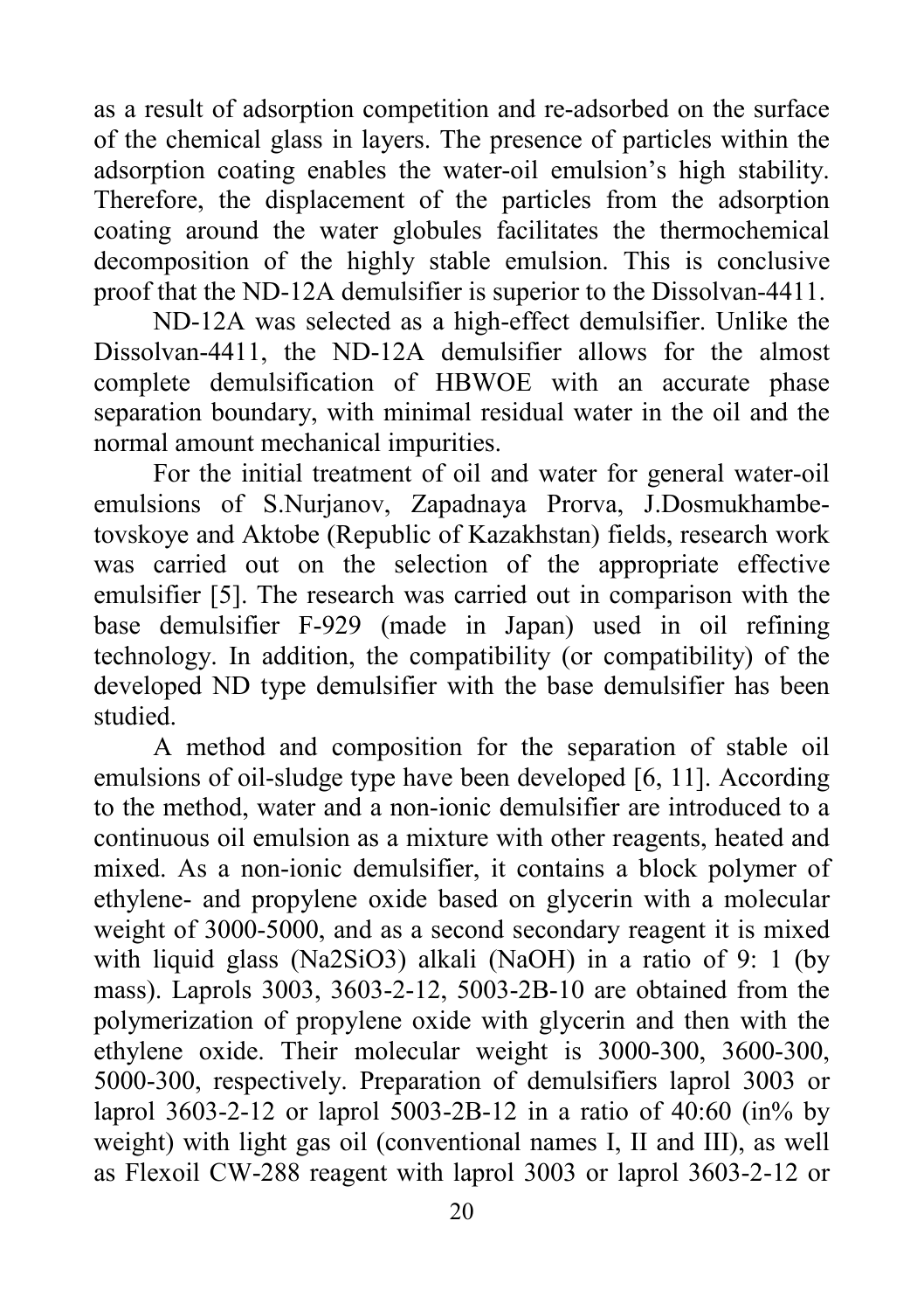as a result of adsorption competition and re-adsorbed on the surface of the chemical glass in layers. The presence of particles within the adsorption coating enables the water-oil emulsion's high stability. Therefore, the displacement of the particles from the adsorption coating around the water globules facilitates the thermochemical decomposition of the highly stable emulsion. This is conclusive proof that the ND-12A demulsifier is superior to the Dissolvan-4411.

ND-12A was selected as a high-effect demulsifier. Unlike the Dissolvan-4411, the ND-12A demulsifier allows for the almost complete demulsification of HBWOE with an accurate phase separation boundary, with minimal residual water in the oil and the normal amount mechanical impurities.

For the initial treatment of oil and water for general water-oil emulsions of S.Nurjanov, Zapadnaya Prorva, J.Dosmukhambetovskoye and Aktobe (Republic of Kazakhstan) fields, research work was carried out on the selection of the appropriate effective emulsifier [5]. The research was carried out in comparison with the base demulsifier F-929 (made in Japan) used in oil refining technology. In addition, the compatibility (or compatibility) of the developed ND type demulsifier with the base demulsifier has been studied.

A method and composition for the separation of stable oil emulsions of oil-sludge type have been developed [6, 11]. According to the method, water and a non-ionic demulsifier are introduced to a continuous oil emulsion as a mixture with other reagents, heated and mixed. As a non-ionic demulsifier, it contains a block polymer of ethylene- and propylene oxide based on glycerin with a molecular weight of 3000-5000, and as a second secondary reagent it is mixed with liquid glass ($Na_2SiO_3$) alkali ($NaOH$) in a ratio of 9: 1 (by mass). Laprols 3003, 3603-2-12, 5003-2B-10 are obtained from the polymerization of propylene oxide with glycerin and then with the ethylene oxide. Their molecular weight is 3000-300, 3600-300, 5000-300, respectively. Preparation of demulsifiers laprol 3003 or laprol 3603-2-12 or laprol 5003-2B-12 in a ratio of 40:60 (in% by weight) with light gas oil (conventional names I, II and III), as well as Flexoil CW-288 reagent with laprol 3003 or laprol 3603-2-12 or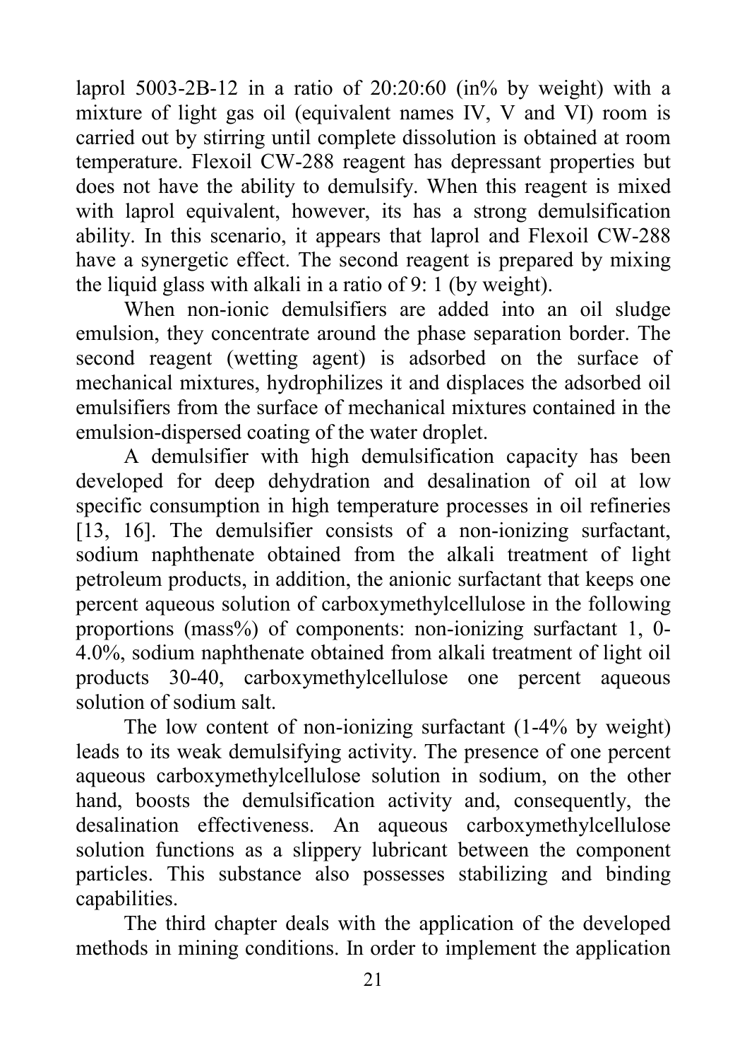laprol 5003-2B-12 in a ratio of 20:20:60 (in% by weight) with a mixture of light gas oil (equivalent names IV, V and VI) room is carried out by stirring until complete dissolution is obtained at room temperature. Flexoil CW-288 reagent has depressant properties but does not have the ability to demulsify. When this reagent is mixed with laprol equivalent, however, its has a strong demulsification ability. In this scenario, it appears that laprol and Flexoil CW-288 have a synergetic effect. The second reagent is prepared by mixing the liquid glass with alkali in a ratio of 9: 1 (by weight).

When non-ionic demulsifiers are added into an oil sludge emulsion, they concentrate around the phase separation border. The second reagent (wetting agent) is adsorbed on the surface of mechanical mixtures, hydrophilizes it and displaces the adsorbed oil emulsifiers from the surface of mechanical mixtures contained in the emulsion-dispersed coating of the water droplet.

A demulsifier with high demulsification capacity has been developed for deep dehydration and desalination of oil at low specific consumption in high temperature processes in oil refineries [13, 16]. The demulsifier consists of a non-ionizing surfactant, sodium naphthenate obtained from the alkali treatment of light petroleum products, in addition, the anionic surfactant that keeps one percent aqueous solution of carboxymethylcellulose in the following proportions (mass%) of components: non-ionizing surfactant 1, 0-4.0%, sodium naphthenate obtained from alkali treatment of light oil products 30-40, carboxymethylcellulose one percent aqueous solution of sodium salt.

The low content of non-ionizing surfactant (1-4% by weight) leads to its weak demulsifying activity. The presence of one percent aqueous carboxymethylcellulose solution in sodium, on the other hand, boosts the demulsification activity and, consequently, the desalination effectiveness. An aqueous carboxymethylcellulose solution functions as a slippery lubricant between the component particles. This substance also possesses stabilizing and binding capabilities.

The third chapter deals with the application of the developed methods in mining conditions. In order to implement the application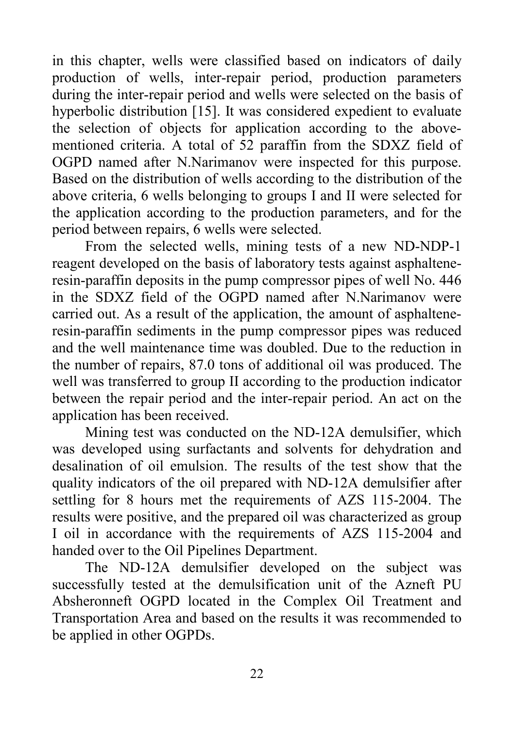in this chapter, wells were classified based on indicators of daily production of wells, inter-repair period, production parameters during the inter-repair period and wells were selected on the basis of hyperbolic distribution [15]. It was considered expedient to evaluate the selection of objects for application according to the above-mentioned criteria. A total of 52 paraffin from the SDXZ field of OGPD named after N.Narimanov were inspected for this purpose. Based on the distribution of wells according to the distribution of the above criteria, 6 wells belonging to groups I and II were selected for the application according to the production parameters, and for the period between repairs, 6 wells were selected.

From the selected wells, mining tests of a new ND-NDP-1 reagent developed on the basis of laboratory tests against asphaltene-resin-paraffin deposits in the pump compressor pipes of well No. 446 in the SDXZ field of the OGPD named after N.Narimanov were carried out. As a result of the application, the amount of asphaltene-resin-paraffin sediments in the pump compressor pipes was reduced and the well maintenance time was doubled. Due to the reduction in the number of repairs, 87.0 tons of additional oil was produced. The well was transferred to group II according to the production indicator between the repair period and the inter-repair period. An act on the application has been received.

Mining test was conducted on the ND-12A demulsifier, which was developed using surfactants and solvents for dehydration and desalination of oil emulsion. The results of the test show that the quality indicators of the oil prepared with ND-12A demulsifier after settling for 8 hours met the requirements of AZS 115-2004. The results were positive, and the prepared oil was characterized as group I oil in accordance with the requirements of AZS 115-2004 and handed over to the Oil Pipelines Department.

The ND-12A demulsifier developed on the subject was successfully tested at the demulsification unit of the Azneft PU Absheronneft OGPD located in the Complex Oil Treatment and Transportation Area and based on the results it was recommended to be applied in other OGPDs.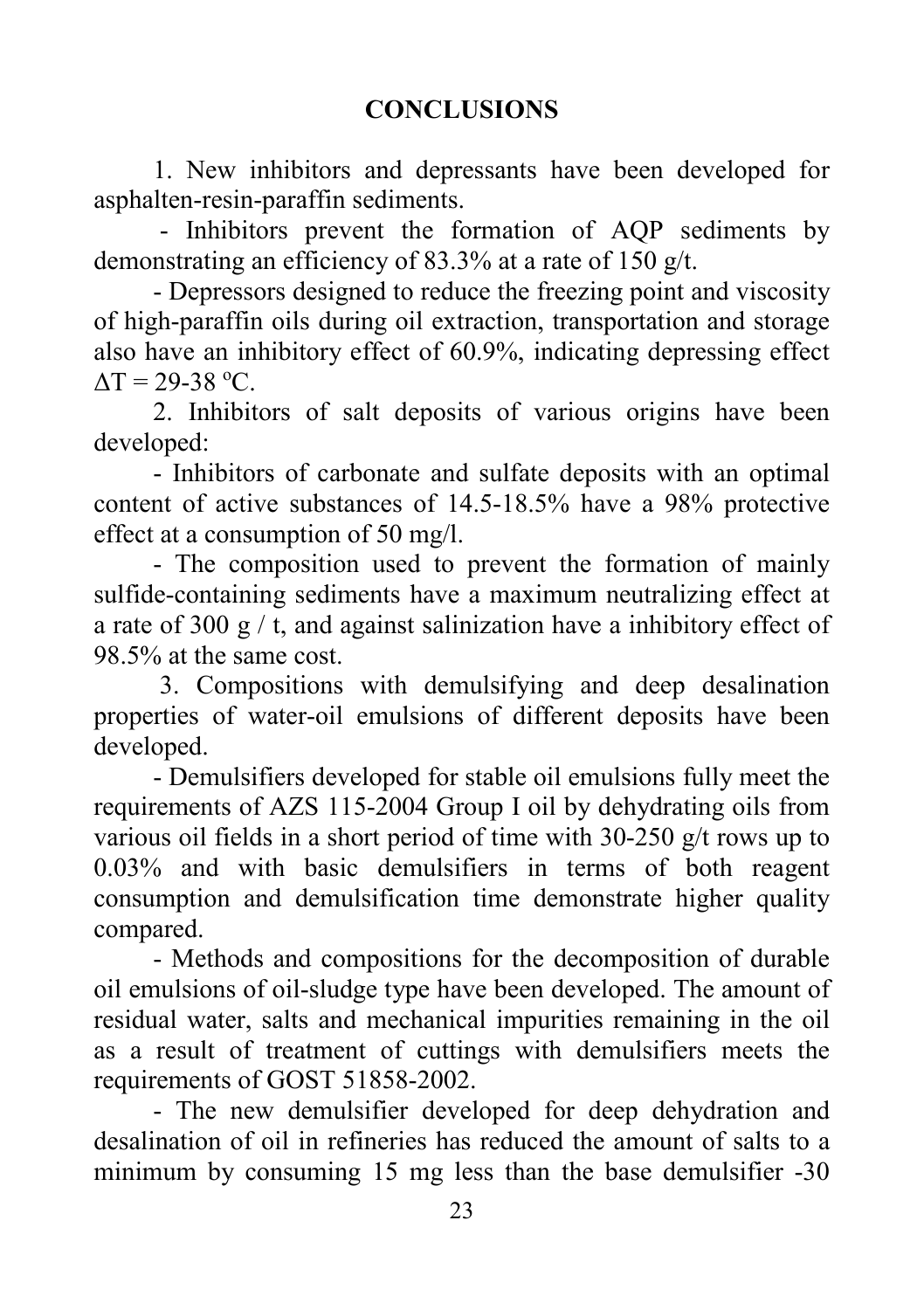## CONCLUSIONS

1. New inhibitors and depressants have been developed for asphalten-resin-paraffin sediments.

- Inhibitors prevent the formation of AQP sediments by demonstrating an efficiency of 83.3% at a rate of 150 g/t.
- Depressors designed to reduce the freezing point and viscosity of high-paraffin oils during oil extraction, transportation and storage also have an inhibitory effect of 60.9%, indicating depressing effect $\Delta T$ = 29-38 ºC.

2. Inhibitors of salt deposits of various origins have been developed:

- Inhibitors of carbonate and sulfate deposits with an optimal content of active substances of 14.5-18.5% have a 98% protective effect at a consumption of 50 mg/l.
- The composition used to prevent the formation of mainly sulfide-containing sediments have a maximum neutralizing effect at a rate of 300 g / t, and against salinization have a inhibitory effect of 98.5% at the same cost.

3. Compositions with demulsifying and deep desalination properties of water-oil emulsions of different deposits have been developed.

- Demulsifiers developed for stable oil emulsions fully meet the requirements of AZS 115-2004 Group I oil by dehydrating oils from various oil fields in a short period of time with 30-250 g/t rows up to 0.03% and with basic demulsifiers in terms of both reagent consumption and demulsification time demonstrate higher quality compared.
- Methods and compositions for the decomposition of durable oil emulsions of oil-sludge type have been developed. The amount of residual water, salts and mechanical impurities remaining in the oil as a result of treatment of cuttings with demulsifiers meets the requirements of GOST 51858-2002.
- The new demulsifier developed for deep dehydration and desalination of oil in refineries has reduced the amount of salts to a minimum by consuming 15 mg less than the base demulsifier -30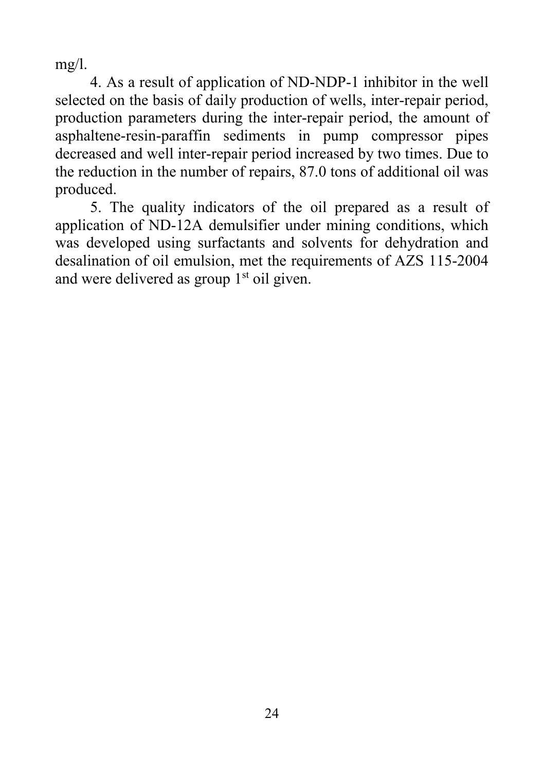mg/l.

4. As a result of application of ND-NDP-1 inhibitor in the well selected on the basis of daily production of wells, inter-repair period, production parameters during the inter-repair period, the amount of asphaltene-resin-paraffin sediments in pump compressor pipes decreased and well inter-repair period increased by two times. Due to the reduction in the number of repairs, 87.0 tons of additional oil was produced.

5. The quality indicators of the oil prepared as a result of application of ND-12A demulsifier under mining conditions, which was developed using surfactants and solvents for dehydration and desalination of oil emulsion, met the requirements of AZS 115-2004 and were delivered as group 1st oil given.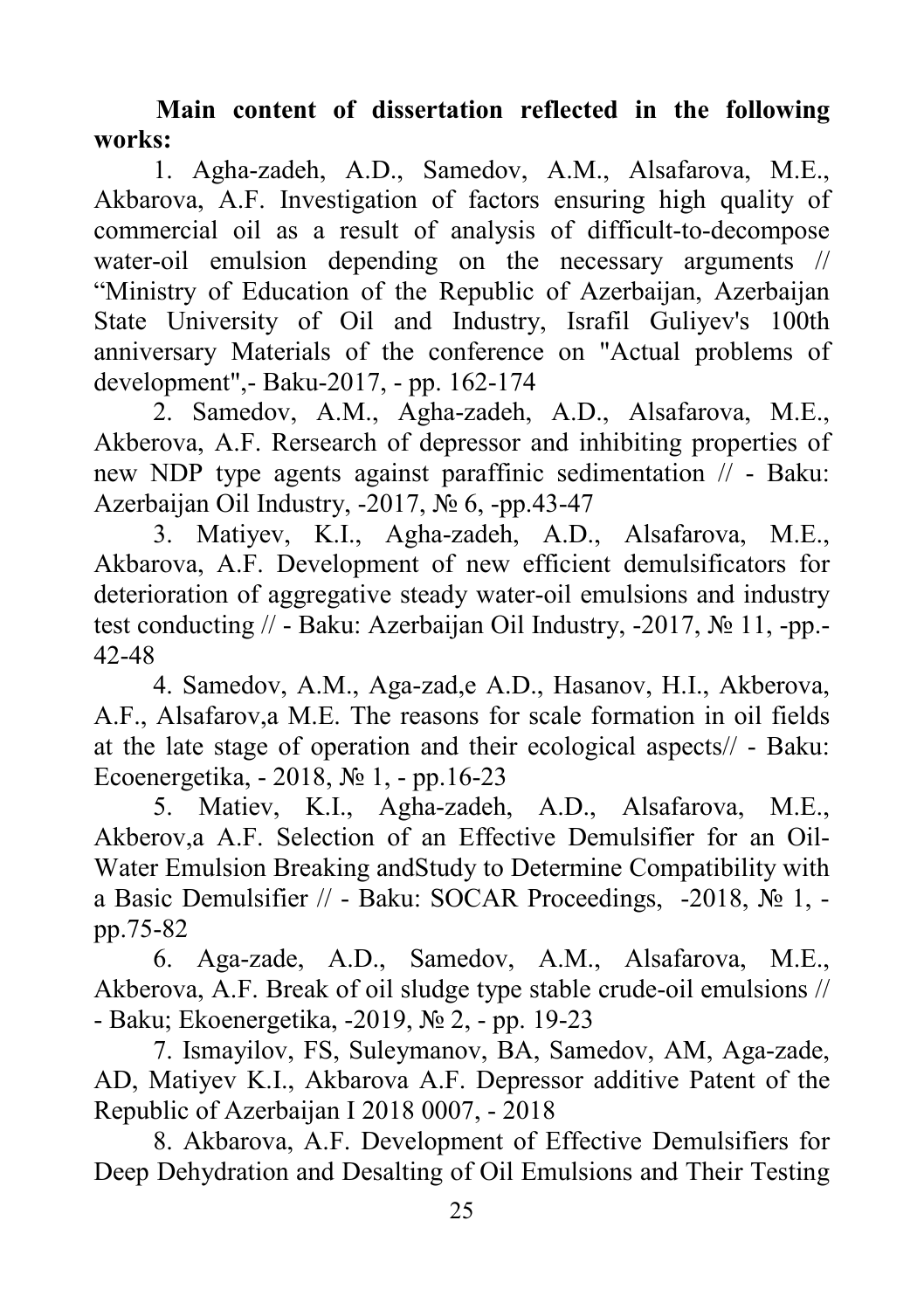**Main content of dissertation reflected in the following works:**

1. Agha-zadeh, A.D., Samedov, A.M., Alsafarova, M.E., Akbarova, A.F. Investigation of factors ensuring high quality of commercial oil as a result of analysis of difficult-to-decompose water-oil emulsion depending on the necessary arguments // "Ministry of Education of the Republic of Azerbaijan, Azerbaijan State University of Oil and Industry, Israfil Guliyev's 100th anniversary Materials of the conference on "Actual problems of development",- Baku-2017, - pp. 162-174

2. Samedov, A.M., Agha-zadeh, A.D., Alsafarova, M.E., Akberova, A.F. Rersearch of depressor and inhibiting properties of new NDP type agents against paraffinic sedimentation // - Baku: Azerbaijan Oil Industry, -2017, № 6, -pp.43-47

3. Matiyev, K.I., Agha-zadeh, A.D., Alsafarova, M.E., Akbarova, A.F. Development of new efficient demulsificators for deterioration of aggregative steady water-oil emulsions and industry test conducting // - Baku: Azerbaijan Oil Industry, -2017, № 11, -pp.-42-48

4. Samedov, A.M., Aga-zad,e A.D., Hasanov, H.I., Akberova, A.F., Alsafarov,a M.E. The reasons for scale formation in oil fields at the late stage of operation and their ecological aspects// - Baku: Ecoenergetika, - 2018, № 1, - pp.16-23

5. Matiev, K.I., Agha-zadeh, A.D., Alsafarova, M.E., Akberov,a A.F. Selection of an Effective Demulsifier for an Oil-Water Emulsion Breaking andStudy to Determine Compatibility with a Basic Demulsifier // - Baku: SOCAR Proceedings, -2018, № 1, -pp.75-82

6. Aga-zade, A.D., Samedov, A.M., Alsafarova, M.E., Akberova, A.F. Break of oil sludge type stable crude-oil emulsions // - Baku; Ekoenergetika, -2019, № 2, - pp. 19-23

7. Ismayilov, FS, Suleymanov, BA, Samedov, AM, Aga-zade, AD, Matiyev K.I., Akbarova A.F. Depressor additive Patent of the Republic of Azerbaijan I 2018 0007, - 2018

8. Akbarova, A.F. Development of Effective Demulsifiers for Deep Dehydration and Desalting of Oil Emulsions and Their Testing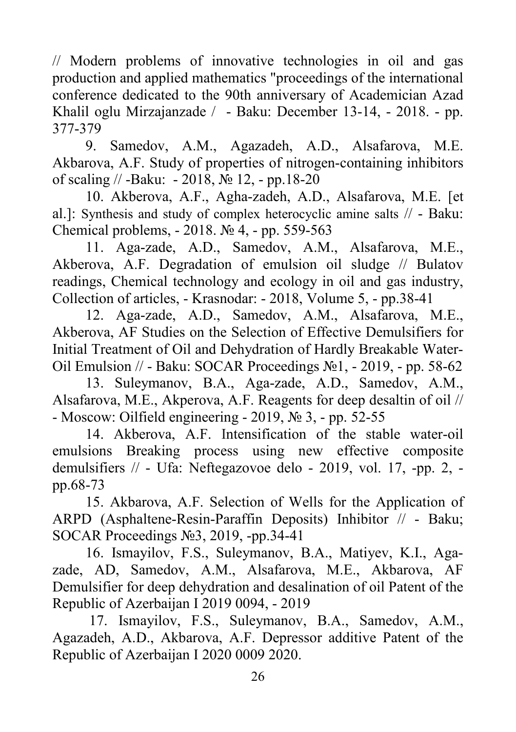// Modern problems of innovative technologies in oil and gas production and applied mathematics "proceedings of the international conference dedicated to the 90th anniversary of Academician Azad Khalil oglu Mirzajanzade / - Baku: December 13-14, - 2018. - pp. 377-379

9. Samedov, A.M., Agazadeh, A.D., Alsafarova, M.E. Akbarova, A.F. Study of properties of nitrogen-containing inhibitors of scaling // -Baku: - 2018, № 12, - pp.18-20

10. Akberova, A.F., Agha-zadeh, A.D., Alsafarova, M.E. [et al.]: Synthesis and study of complex heterocyclic amine salts // - Baku: Chemical problems, - 2018. № 4, - pp. 559-563

11. Aga-zade, A.D., Samedov, A.M., Alsafarova, M.E., Akberova, A.F. Degradation of emulsion oil sludge // Bulatov readings, Chemical technology and ecology in oil and gas industry, Collection of articles, - Krasnodar: - 2018, Volume 5, - pp.38-41

12. Aga-zade, A.D., Samedov, A.M., Alsafarova, M.E., Akberova, AF Studies on the Selection of Effective Demulsifiers for Initial Treatment of Oil and Dehydration of Hardly Breakable Water-Oil Emulsion // - Baku: SOCAR Proceedings №1, - 2019, - pp. 58-62

13. Suleymanov, B.A., Aga-zade, A.D., Samedov, A.M., Alsafarova, M.E., Akperova, A.F. Reagents for deep desaltin of oil // - Moscow: Oilfield engineering - 2019, № 3, - pp. 52-55

14. Akberova, A.F. Intensification of the stable water-oil emulsions Breaking process using new effective composite demulsifiers // - Ufa: Neftegazovoe delo - 2019, vol. 17, -pp. 2, - pp.68-73

15. Akbarova, A.F. Selection of Wells for the Application of ARPD (Asphaltene-Resin-Paraffin Deposits) Inhibitor // - Baku; SOCAR Proceedings №3, 2019, -pp.34-41

16. Ismayilov, F.S., Suleymanov, B.A., Matiyev, K.I., Aga-zade, AD, Samedov, A.M., Alsafarova, M.E., Akbarova, AF Demulsifier for deep dehydration and desalination of oil Patent of the Republic of Azerbaijan I 2019 0094, - 2019

17. Ismayilov, F.S., Suleymanov, B.A., Samedov, A.M., Agazadeh, A.D., Akbarova, A.F. Depressor additive Patent of the Republic of Azerbaijan I 2020 0009 2020.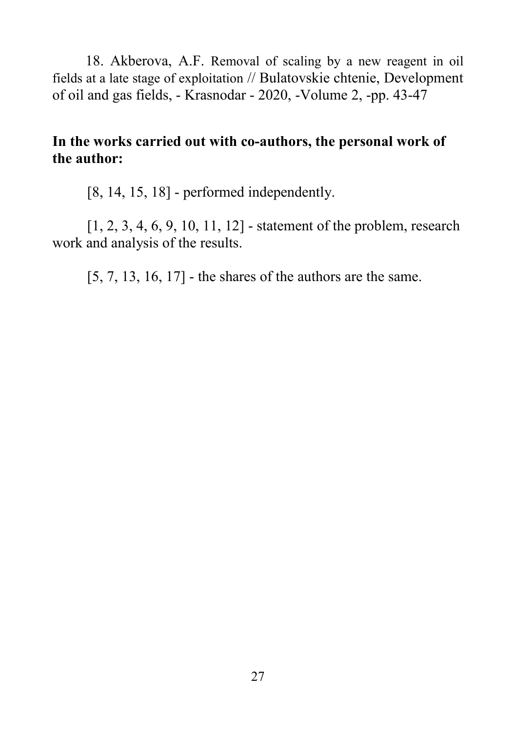18. Akberova, A.F. Removal of scaling by a new reagent in oil fields at a late stage of exploitation // Bulatovskie chtenie, Development of oil and gas fields, - Krasnodar - 2020, -Volume 2, -pp. 43-47

**In the works carried out with co-authors, the personal work of the author:**

[8, 14, 15, 18] - performed independently.

[1, 2, 3, 4, 6, 9, 10, 11, 12] - statement of the problem, research work and analysis of the results.

[5, 7, 13, 16, 17] - the shares of the authors are the same.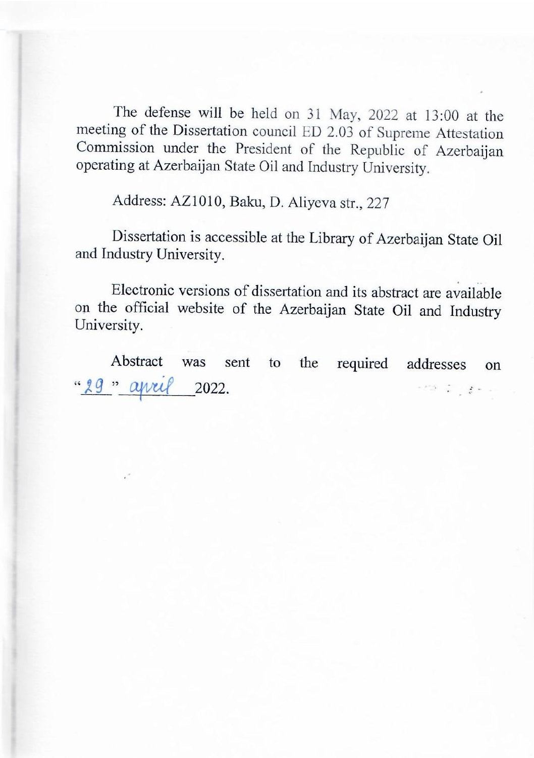The defense will be held on 31 May, 2022 at 13:00 at the meeting of the Dissertation council ED 2.03 of Supreme Attestation Commission under the President of the Republic of Azerbaijan operating at Azerbaijan State Oil and Industry University.

Address: AZ1010, Baku, D. Aliyeva str., 227

Dissertation is accessible at the Library of Azerbaijan State Oil and Industry University.

Electronic versions of dissertation and its abstract are available on the official website of the Azerbaijan State Oil and Industry University.

Abstract was sent to the required addresses on "29" april 2022.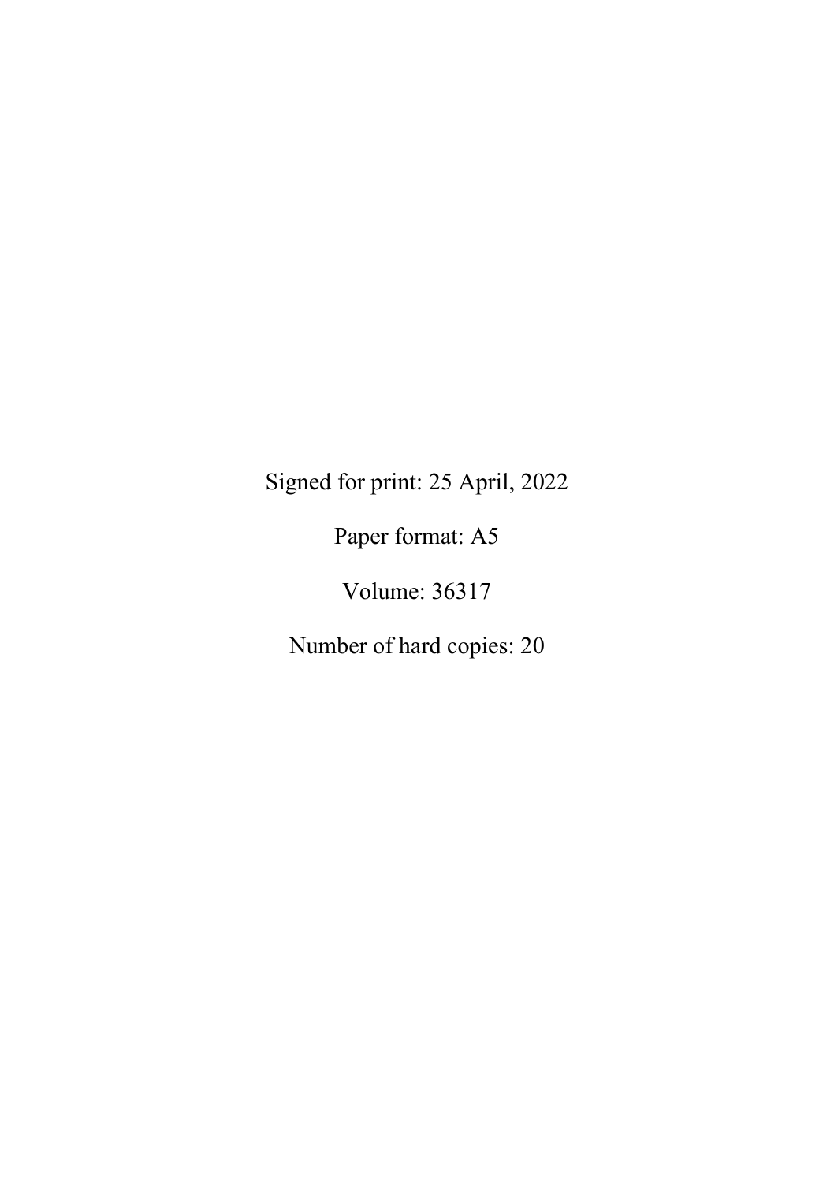Signed for print: 25 April, 2022

Paper format: A5

Volume: 36317

Number of hard copies: 20